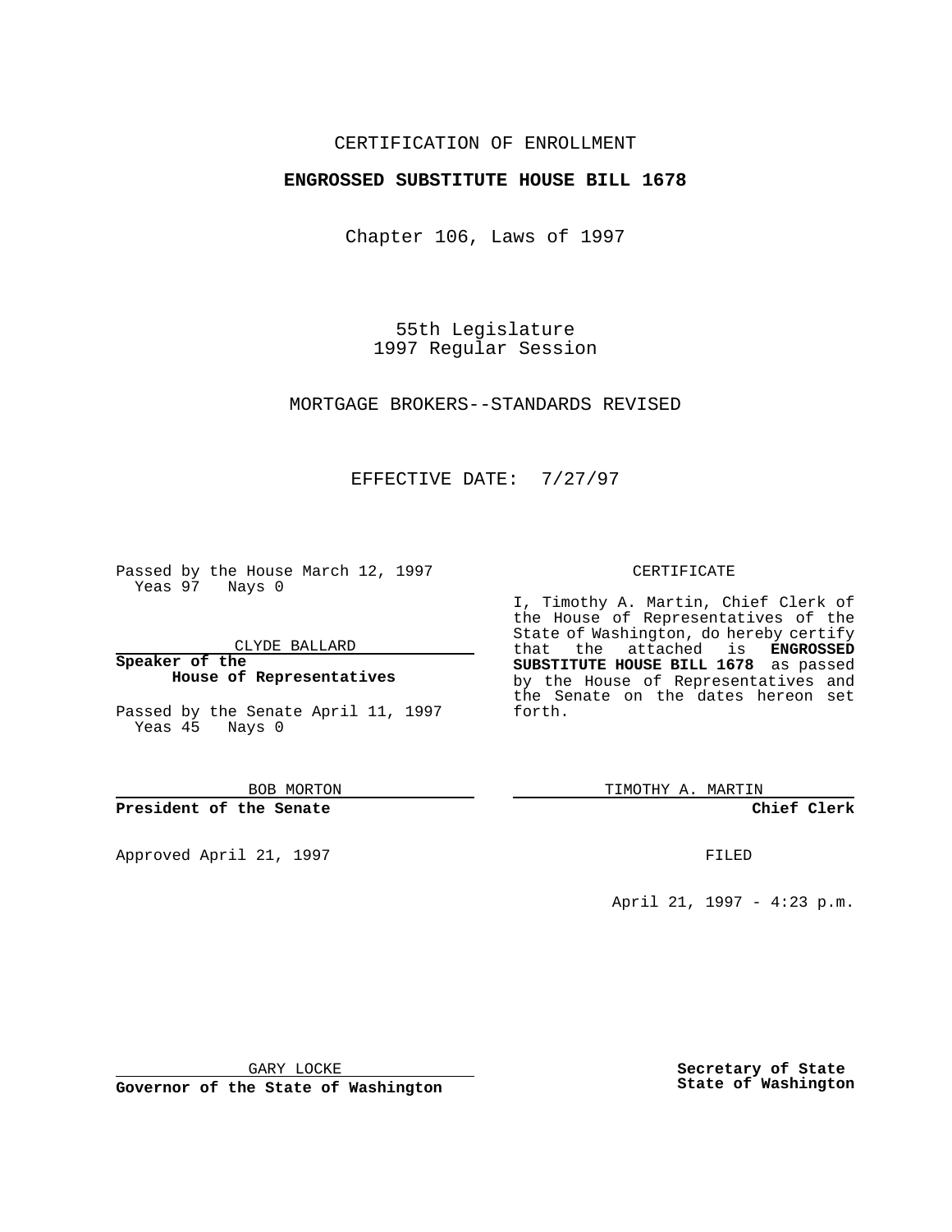CERTIFICATION OF ENROLLMENT

**ENGROSSED SUBSTITUTE HOUSE BILL 1678**

Chapter 106, Laws of 1997

55th Legislature
1997 Regular Session

MORTGAGE BROKERS--STANDARDS REVISED

EFFECTIVE DATE: 7/27/97

Passed by the House March 12, 1997
Yeas 97 Nays 0

CLYDE BALLARD

**Speaker of the House of Representatives**

Passed by the Senate April 11, 1997
Yeas 45 Nays 0

BOB MORTON

**President of the Senate**

Approved April 21, 1997

GARY LOCKE

**Governor of the State of Washington**

CERTIFICATE

I, Timothy A. Martin, Chief Clerk of the House of Representatives of the State of Washington, do hereby certify that the attached is **ENGROSSED SUBSTITUTE HOUSE BILL 1678** as passed by the House of Representatives and the Senate on the dates hereon set forth.

TIMOTHY A. MARTIN

**Chief Clerk**

FILED

April 21, 1997 - 4:23 p.m.

**Secretary of State**
**State of Washington**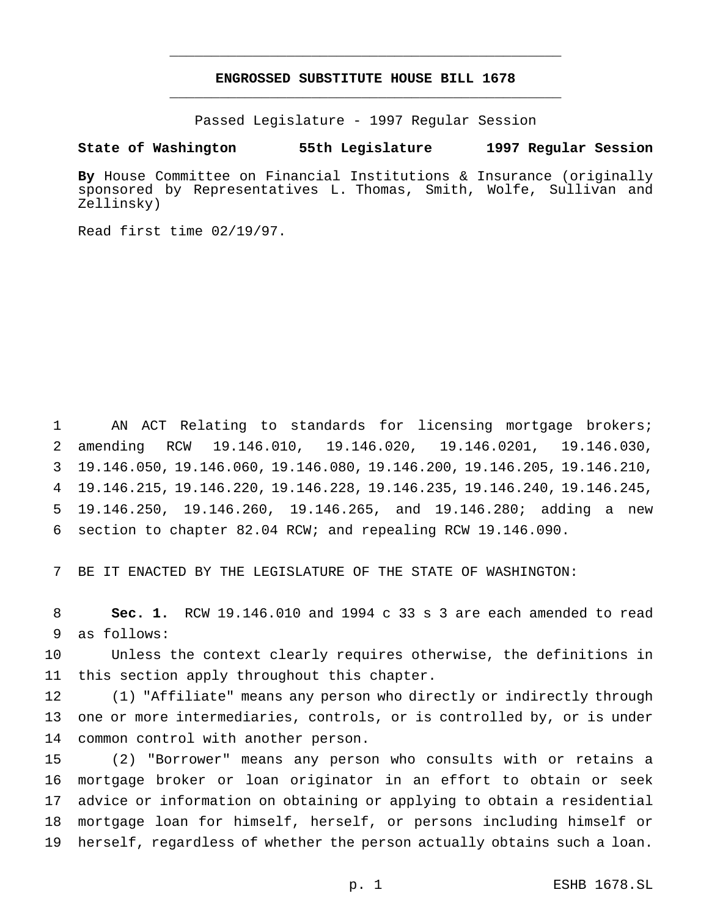# ENGROSSED SUBSTITUTE HOUSE BILL 1678

Passed Legislature - 1997 Regular Session

**State of Washington 55th Legislature 1997 Regular Session**

**By** House Committee on Financial Institutions & Insurance (originally sponsored by Representatives L. Thomas, Smith, Wolfe, Sullivan and Zellinsky)

Read first time 02/19/97.

AN ACT Relating to standards for licensing mortgage brokers; amending RCW 19.146.010, 19.146.020, 19.146.0201, 19.146.030, 19.146.050, 19.146.060, 19.146.080, 19.146.200, 19.146.205, 19.146.210, 19.146.215, 19.146.220, 19.146.228, 19.146.235, 19.146.240, 19.146.245, 19.146.250, 19.146.260, 19.146.265, and 19.146.280; adding a new section to chapter 82.04 RCW; and repealing RCW 19.146.090.

BE IT ENACTED BY THE LEGISLATURE OF THE STATE OF WASHINGTON:

**Sec. 1.** RCW 19.146.010 and 1994 c 33 s 3 are each amended to read as follows:

Unless the context clearly requires otherwise, the definitions in this section apply throughout this chapter.

(1) "Affiliate" means any person who directly or indirectly through one or more intermediaries, controls, or is controlled by, or is under common control with another person.

(2) "Borrower" means any person who consults with or retains a mortgage broker or loan originator in an effort to obtain or seek advice or information on obtaining or applying to obtain a residential mortgage loan for himself, herself, or persons including himself or herself, regardless of whether the person actually obtains such a loan.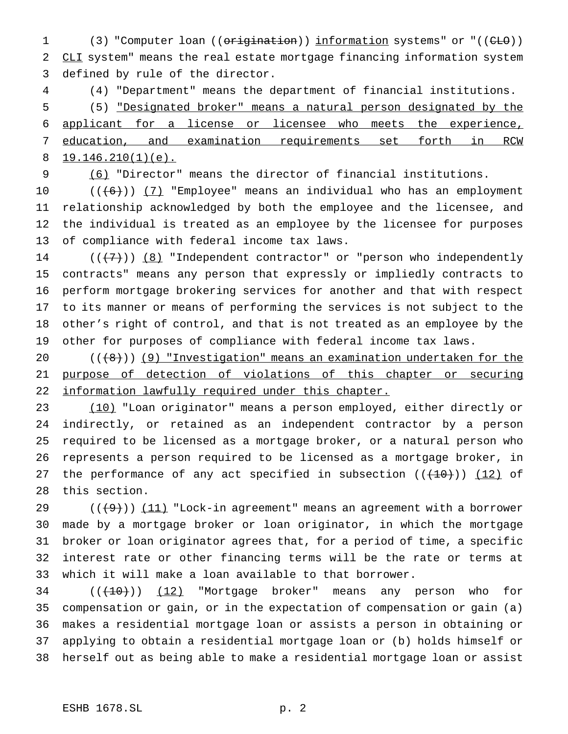(3) "Computer loan ((~~origination~~)) <u>information</u> systems" or "((~~CLO~~)) <u>CLI</u> system" means the real estate mortgage financing information system defined by rule of the director.

(4) "Department" means the department of financial institutions.

(5) <u>"Designated broker" means a natural person designated by the applicant for a license or licensee who meets the experience, education, and examination requirements set forth in RCW 19.146.210(1)(e).</u>

<u>(6)</u> "Director" means the director of financial institutions.

((~~(6)~~)) <u>(7)</u> "Employee" means an individual who has an employment relationship acknowledged by both the employee and the licensee, and the individual is treated as an employee by the licensee for purposes of compliance with federal income tax laws.

((~~(7)~~)) <u>(8)</u> "Independent contractor" or "person who independently contracts" means any person that expressly or impliedly contracts to perform mortgage brokering services for another and that with respect to its manner or means of performing the services is not subject to the other's right of control, and that is not treated as an employee by the other for purposes of compliance with federal income tax laws.

((~~(8)~~)) <u>(9) "Investigation" means an examination undertaken for the purpose of detection of violations of this chapter or securing information lawfully required under this chapter.</u>

<u>(10)</u> "Loan originator" means a person employed, either directly or indirectly, or retained as an independent contractor by a person required to be licensed as a mortgage broker, or a natural person who represents a person required to be licensed as a mortgage broker, in the performance of any act specified in subsection ((~~(10)~~)) <u>(12)</u> of this section.

((~~(9)~~)) <u>(11)</u> "Lock-in agreement" means an agreement with a borrower made by a mortgage broker or loan originator, in which the mortgage broker or loan originator agrees that, for a period of time, a specific interest rate or other financing terms will be the rate or terms at which it will make a loan available to that borrower.

((~~(10)~~)) <u>(12)</u> "Mortgage broker" means any person who for compensation or gain, or in the expectation of compensation or gain (a) makes a residential mortgage loan or assists a person in obtaining or applying to obtain a residential mortgage loan or (b) holds himself or herself out as being able to make a residential mortgage loan or assist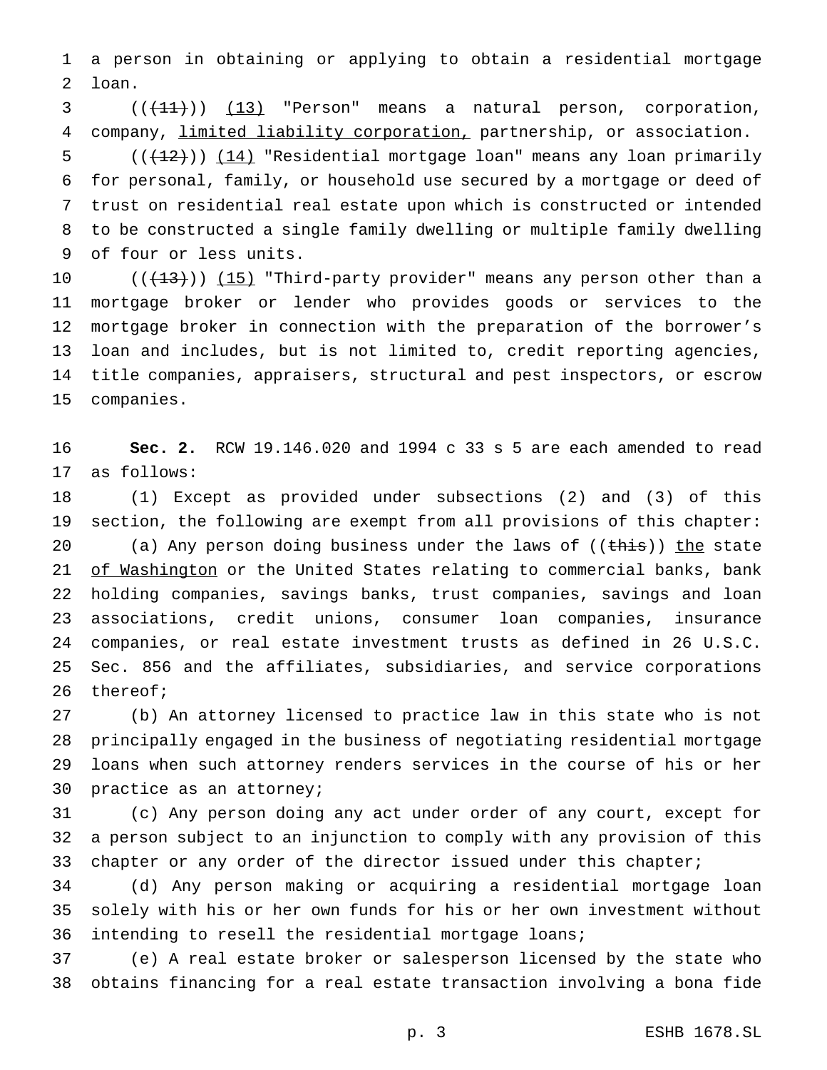a person in obtaining or applying to obtain a residential mortgage loan.

((~~(11)~~)) <u>(13)</u> "Person" means a natural person, corporation, company, <u>limited liability corporation,</u> partnership, or association.

((~~(12)~~)) <u>(14)</u> "Residential mortgage loan" means any loan primarily for personal, family, or household use secured by a mortgage or deed of trust on residential real estate upon which is constructed or intended to be constructed a single family dwelling or multiple family dwelling of four or less units.

((~~(13)~~)) <u>(15)</u> "Third-party provider" means any person other than a mortgage broker or lender who provides goods or services to the mortgage broker in connection with the preparation of the borrower's loan and includes, but is not limited to, credit reporting agencies, title companies, appraisers, structural and pest inspectors, or escrow companies.

**Sec. 2.** RCW 19.146.020 and 1994 c 33 s 5 are each amended to read as follows:

(1) Except as provided under subsections (2) and (3) of this section, the following are exempt from all provisions of this chapter:

(a) Any person doing business under the laws of ((~~this~~)) <u>the</u> state <u>of Washington</u> or the United States relating to commercial banks, bank holding companies, savings banks, trust companies, savings and loan associations, credit unions, consumer loan companies, insurance companies, or real estate investment trusts as defined in 26 U.S.C. Sec. 856 and the affiliates, subsidiaries, and service corporations thereof;

(b) An attorney licensed to practice law in this state who is not principally engaged in the business of negotiating residential mortgage loans when such attorney renders services in the course of his or her practice as an attorney;

(c) Any person doing any act under order of any court, except for a person subject to an injunction to comply with any provision of this chapter or any order of the director issued under this chapter;

(d) Any person making or acquiring a residential mortgage loan solely with his or her own funds for his or her own investment without intending to resell the residential mortgage loans;

(e) A real estate broker or salesperson licensed by the state who obtains financing for a real estate transaction involving a bona fide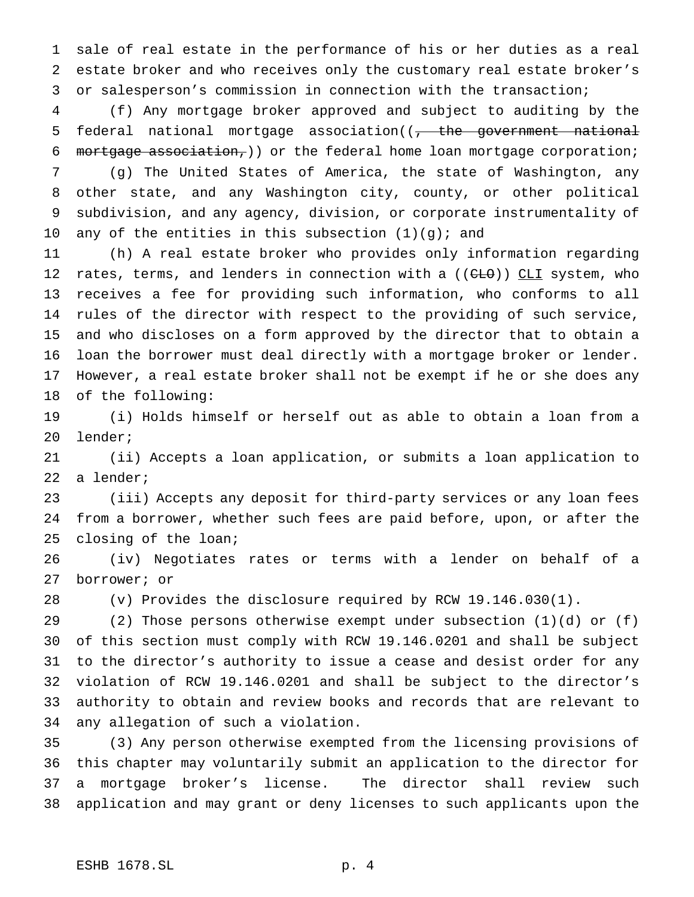sale of real estate in the performance of his or her duties as a real estate broker and who receives only the customary real estate broker's or salesperson's commission in connection with the transaction;

(f) Any mortgage broker approved and subject to auditing by the federal national mortgage association((~~, the government national mortgage association,~~)) or the federal home loan mortgage corporation;

(g) The United States of America, the state of Washington, any other state, and any Washington city, county, or other political subdivision, and any agency, division, or corporate instrumentality of any of the entities in this subsection (1)(g); and

(h) A real estate broker who provides only information regarding rates, terms, and lenders in connection with a ((~~CLO~~)) CLI system, who receives a fee for providing such information, who conforms to all rules of the director with respect to the providing of such service, and who discloses on a form approved by the director that to obtain a loan the borrower must deal directly with a mortgage broker or lender. However, a real estate broker shall not be exempt if he or she does any of the following:

(i) Holds himself or herself out as able to obtain a loan from a lender;

(ii) Accepts a loan application, or submits a loan application to a lender;

(iii) Accepts any deposit for third-party services or any loan fees from a borrower, whether such fees are paid before, upon, or after the closing of the loan;

(iv) Negotiates rates or terms with a lender on behalf of a borrower; or

(v) Provides the disclosure required by RCW 19.146.030(1).

(2) Those persons otherwise exempt under subsection (1)(d) or (f) of this section must comply with RCW 19.146.0201 and shall be subject to the director's authority to issue a cease and desist order for any violation of RCW 19.146.0201 and shall be subject to the director's authority to obtain and review books and records that are relevant to any allegation of such a violation.

(3) Any person otherwise exempted from the licensing provisions of this chapter may voluntarily submit an application to the director for a mortgage broker's license. The director shall review such application and may grant or deny licenses to such applicants upon the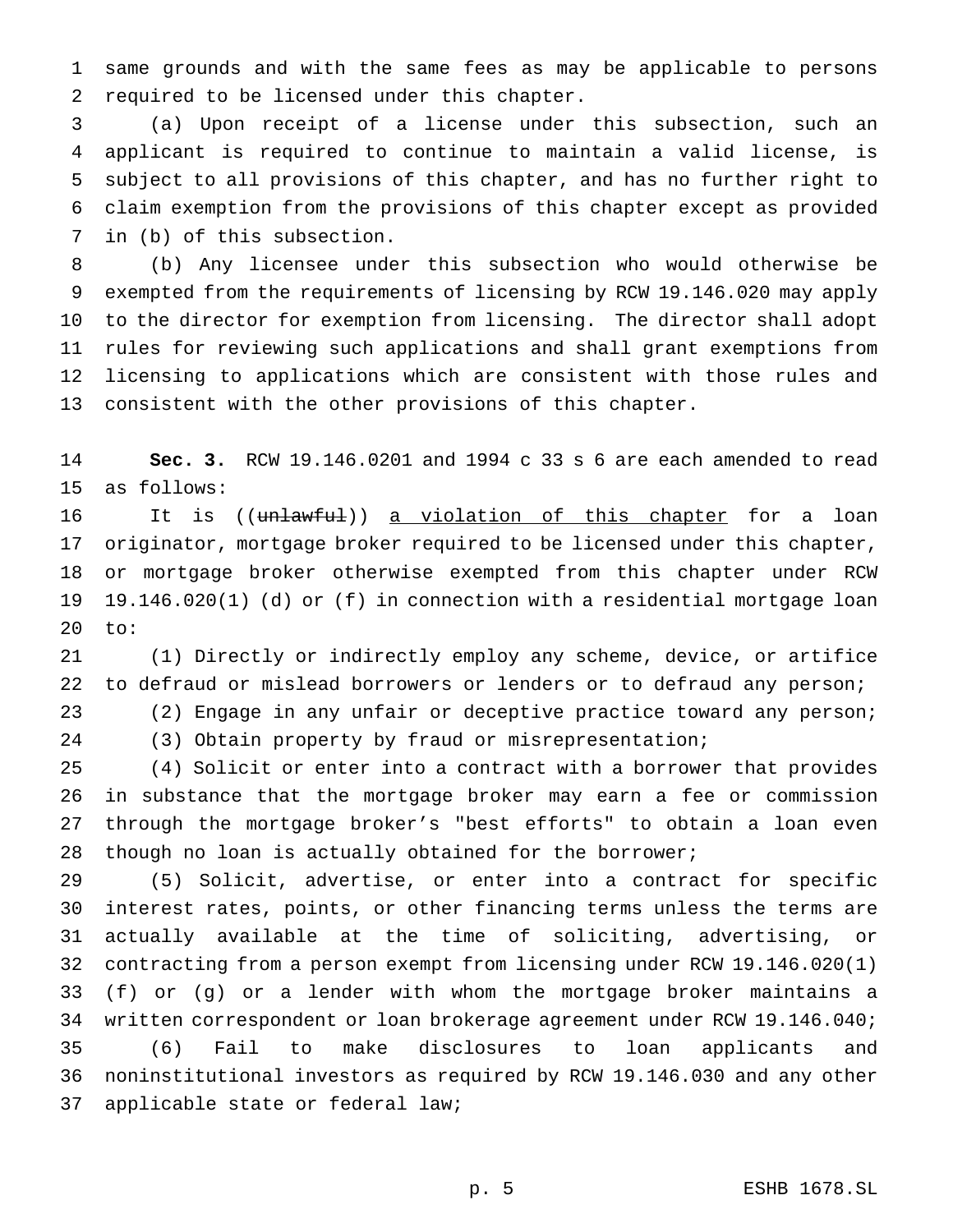same grounds and with the same fees as may be applicable to persons required to be licensed under this chapter.

(a) Upon receipt of a license under this subsection, such an applicant is required to continue to maintain a valid license, is subject to all provisions of this chapter, and has no further right to claim exemption from the provisions of this chapter except as provided in (b) of this subsection.

(b) Any licensee under this subsection who would otherwise be exempted from the requirements of licensing by RCW 19.146.020 may apply to the director for exemption from licensing. The director shall adopt rules for reviewing such applications and shall grant exemptions from licensing to applications which are consistent with those rules and consistent with the other provisions of this chapter.

**Sec. 3.** RCW 19.146.0201 and 1994 c 33 s 6 are each amended to read as follows:

It is ((~~unlawful~~)) <u>a violation of this chapter</u> for a loan originator, mortgage broker required to be licensed under this chapter, or mortgage broker otherwise exempted from this chapter under RCW 19.146.020(1) (d) or (f) in connection with a residential mortgage loan to:

(1) Directly or indirectly employ any scheme, device, or artifice to defraud or mislead borrowers or lenders or to defraud any person;

(2) Engage in any unfair or deceptive practice toward any person;

(3) Obtain property by fraud or misrepresentation;

(4) Solicit or enter into a contract with a borrower that provides in substance that the mortgage broker may earn a fee or commission through the mortgage broker's "best efforts" to obtain a loan even though no loan is actually obtained for the borrower;

(5) Solicit, advertise, or enter into a contract for specific interest rates, points, or other financing terms unless the terms are actually available at the time of soliciting, advertising, or contracting from a person exempt from licensing under RCW 19.146.020(1) (f) or (g) or a lender with whom the mortgage broker maintains a written correspondent or loan brokerage agreement under RCW 19.146.040;

(6) Fail to make disclosures to loan applicants and noninstitutional investors as required by RCW 19.146.030 and any other applicable state or federal law;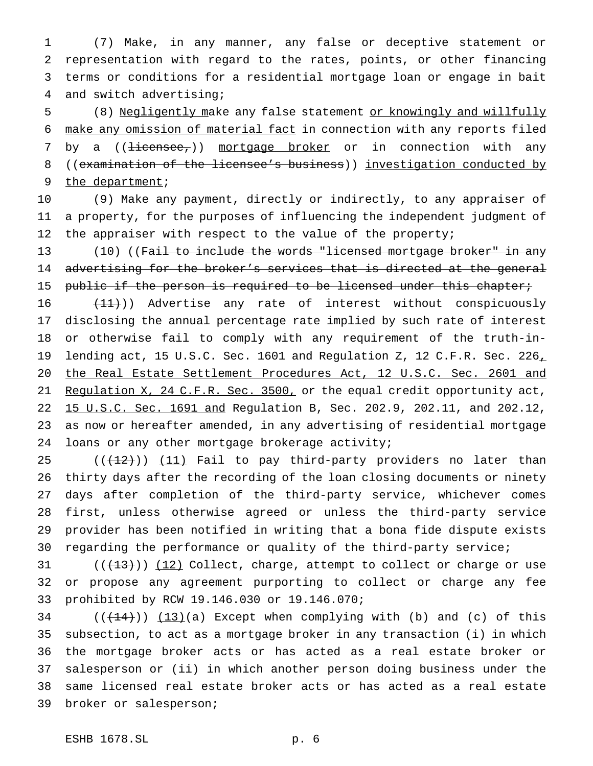(7) Make, in any manner, any false or deceptive statement or representation with regard to the rates, points, or other financing terms or conditions for a residential mortgage loan or engage in bait and switch advertising;

(8) <u>Negligently m</u>ake any false statement <u>or knowingly and willfully make any omission of material fact</u> in connection with any reports filed by a ((~~licensee,~~)) <u>mortgage broker</u> or in connection with any ((~~examination of the licensee's business~~)) <u>investigation conducted by the department</u>;

(9) Make any payment, directly or indirectly, to any appraiser of a property, for the purposes of influencing the independent judgment of the appraiser with respect to the value of the property;

(10) ((~~Fail to include the words "licensed mortgage broker" in any advertising for the broker's services that is directed at the general public if the person is required to be licensed under this chapter;~~

~~(11)~~)) Advertise any rate of interest without conspicuously disclosing the annual percentage rate implied by such rate of interest or otherwise fail to comply with any requirement of the truth-in-lending act, 15 U.S.C. Sec. 1601 and Regulation Z, 12 C.F.R. Sec. 226<u>, the Real Estate Settlement Procedures Act, 12 U.S.C. Sec. 2601 and Regulation X, 24 C.F.R. Sec. 3500,</u> or the equal credit opportunity act, <u>15 U.S.C. Sec. 1691 and</u> Regulation B, Sec. 202.9, 202.11, and 202.12, as now or hereafter amended, in any advertising of residential mortgage loans or any other mortgage brokerage activity;

((~~(12)~~)) <u>(11)</u> Fail to pay third-party providers no later than thirty days after the recording of the loan closing documents or ninety days after completion of the third-party service, whichever comes first, unless otherwise agreed or unless the third-party service provider has been notified in writing that a bona fide dispute exists regarding the performance or quality of the third-party service;

((~~(13)~~)) <u>(12)</u> Collect, charge, attempt to collect or charge or use or propose any agreement purporting to collect or charge any fee prohibited by RCW 19.146.030 or 19.146.070;

((~~(14)~~)) <u>(13)</u>(a) Except when complying with (b) and (c) of this subsection, to act as a mortgage broker in any transaction (i) in which the mortgage broker acts or has acted as a real estate broker or salesperson or (ii) in which another person doing business under the same licensed real estate broker acts or has acted as a real estate broker or salesperson;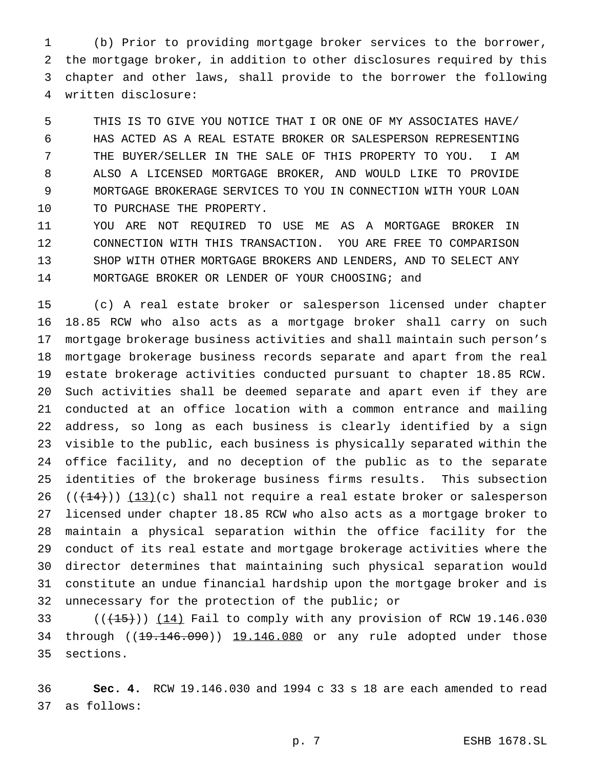(b) Prior to providing mortgage broker services to the borrower, the mortgage broker, in addition to other disclosures required by this chapter and other laws, shall provide to the borrower the following written disclosure:

THIS IS TO GIVE YOU NOTICE THAT I OR ONE OF MY ASSOCIATES HAVE/HAS ACTED AS A REAL ESTATE BROKER OR SALESPERSON REPRESENTING THE BUYER/SELLER IN THE SALE OF THIS PROPERTY TO YOU. I AM ALSO A LICENSED MORTGAGE BROKER, AND WOULD LIKE TO PROVIDE MORTGAGE BROKERAGE SERVICES TO YOU IN CONNECTION WITH YOUR LOAN TO PURCHASE THE PROPERTY.

YOU ARE NOT REQUIRED TO USE ME AS A MORTGAGE BROKER IN CONNECTION WITH THIS TRANSACTION. YOU ARE FREE TO COMPARISON SHOP WITH OTHER MORTGAGE BROKERS AND LENDERS, AND TO SELECT ANY MORTGAGE BROKER OR LENDER OF YOUR CHOOSING; and

(c) A real estate broker or salesperson licensed under chapter 18.85 RCW who also acts as a mortgage broker shall carry on such mortgage brokerage business activities and shall maintain such person's mortgage brokerage business records separate and apart from the real estate brokerage activities conducted pursuant to chapter 18.85 RCW. Such activities shall be deemed separate and apart even if they are conducted at an office location with a common entrance and mailing address, so long as each business is clearly identified by a sign visible to the public, each business is physically separated within the office facility, and no deception of the public as to the separate identities of the brokerage business firms results. This subsection ((~~(14)~~)) (13)(c) shall not require a real estate broker or salesperson licensed under chapter 18.85 RCW who also acts as a mortgage broker to maintain a physical separation within the office facility for the conduct of its real estate and mortgage brokerage activities where the director determines that maintaining such physical separation would constitute an undue financial hardship upon the mortgage broker and is unnecessary for the protection of the public; or

((~~(15)~~)) (14) Fail to comply with any provision of RCW 19.146.030 through ((~~19.146.090~~)) 19.146.080 or any rule adopted under those sections.

**Sec. 4.** RCW 19.146.030 and 1994 c 33 s 18 are each amended to read as follows: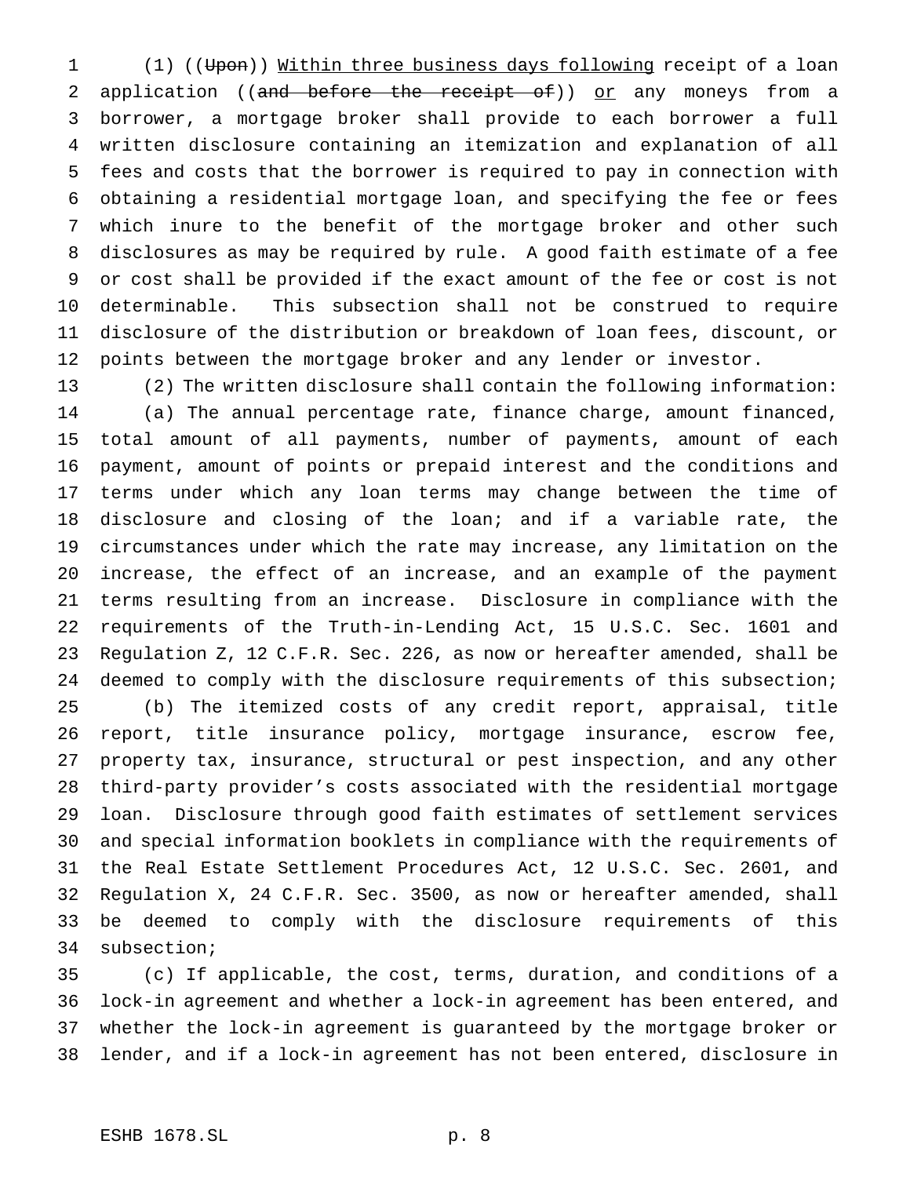(1) ((~~Upon~~)) Within three business days following receipt of a loan application ((~~and before the receipt of~~)) or any moneys from a borrower, a mortgage broker shall provide to each borrower a full written disclosure containing an itemization and explanation of all fees and costs that the borrower is required to pay in connection with obtaining a residential mortgage loan, and specifying the fee or fees which inure to the benefit of the mortgage broker and other such disclosures as may be required by rule. A good faith estimate of a fee or cost shall be provided if the exact amount of the fee or cost is not determinable. This subsection shall not be construed to require disclosure of the distribution or breakdown of loan fees, discount, or points between the mortgage broker and any lender or investor.

(2) The written disclosure shall contain the following information:

(a) The annual percentage rate, finance charge, amount financed, total amount of all payments, number of payments, amount of each payment, amount of points or prepaid interest and the conditions and terms under which any loan terms may change between the time of disclosure and closing of the loan; and if a variable rate, the circumstances under which the rate may increase, any limitation on the increase, the effect of an increase, and an example of the payment terms resulting from an increase. Disclosure in compliance with the requirements of the Truth-in-Lending Act, 15 U.S.C. Sec. 1601 and Regulation Z, 12 C.F.R. Sec. 226, as now or hereafter amended, shall be deemed to comply with the disclosure requirements of this subsection;

(b) The itemized costs of any credit report, appraisal, title report, title insurance policy, mortgage insurance, escrow fee, property tax, insurance, structural or pest inspection, and any other third-party provider's costs associated with the residential mortgage loan. Disclosure through good faith estimates of settlement services and special information booklets in compliance with the requirements of the Real Estate Settlement Procedures Act, 12 U.S.C. Sec. 2601, and Regulation X, 24 C.F.R. Sec. 3500, as now or hereafter amended, shall be deemed to comply with the disclosure requirements of this subsection;

(c) If applicable, the cost, terms, duration, and conditions of a lock-in agreement and whether a lock-in agreement has been entered, and whether the lock-in agreement is guaranteed by the mortgage broker or lender, and if a lock-in agreement has not been entered, disclosure in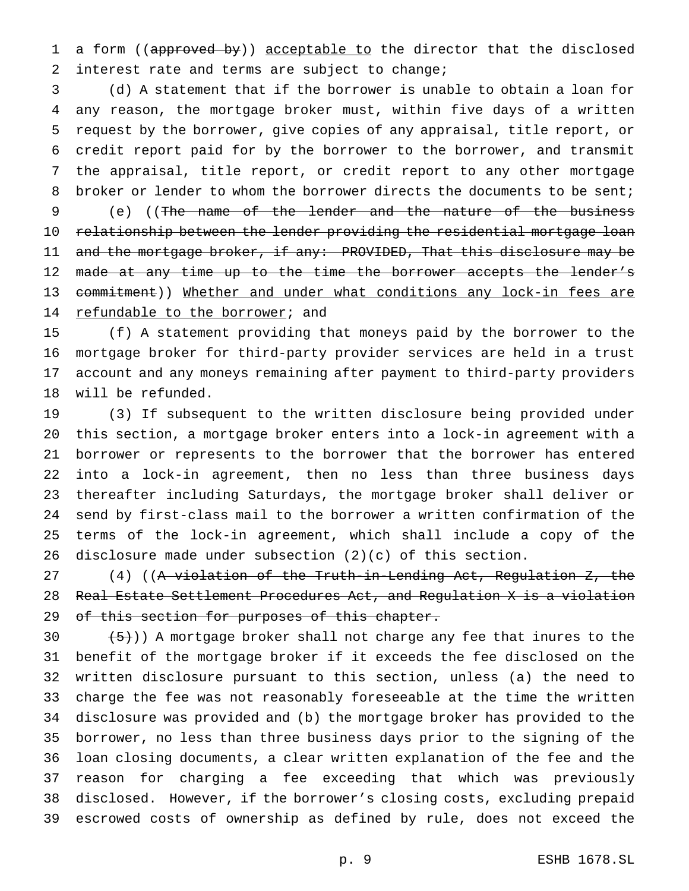a form ((~~approved by~~)) acceptable to the director that the disclosed interest rate and terms are subject to change;

(d) A statement that if the borrower is unable to obtain a loan for any reason, the mortgage broker must, within five days of a written request by the borrower, give copies of any appraisal, title report, or credit report paid for by the borrower to the borrower, and transmit the appraisal, title report, or credit report to any other mortgage broker or lender to whom the borrower directs the documents to be sent;

(e) ((~~The name of the lender and the nature of the business relationship between the lender providing the residential mortgage loan and the mortgage broker, if any: PROVIDED, That this disclosure may be made at any time up to the time the borrower accepts the lender's commitment~~)) Whether and under what conditions any lock-in fees are refundable to the borrower; and

(f) A statement providing that moneys paid by the borrower to the mortgage broker for third-party provider services are held in a trust account and any moneys remaining after payment to third-party providers will be refunded.

(3) If subsequent to the written disclosure being provided under this section, a mortgage broker enters into a lock-in agreement with a borrower or represents to the borrower that the borrower has entered into a lock-in agreement, then no less than three business days thereafter including Saturdays, the mortgage broker shall deliver or send by first-class mail to the borrower a written confirmation of the terms of the lock-in agreement, which shall include a copy of the disclosure made under subsection (2)(c) of this section.

(4) ((~~A violation of the Truth-in-Lending Act, Regulation Z, the Real Estate Settlement Procedures Act, and Regulation X is a violation of this section for purposes of this chapter.~~

~~(5)~~)) A mortgage broker shall not charge any fee that inures to the benefit of the mortgage broker if it exceeds the fee disclosed on the written disclosure pursuant to this section, unless (a) the need to charge the fee was not reasonably foreseeable at the time the written disclosure was provided and (b) the mortgage broker has provided to the borrower, no less than three business days prior to the signing of the loan closing documents, a clear written explanation of the fee and the reason for charging a fee exceeding that which was previously disclosed. However, if the borrower's closing costs, excluding prepaid escrowed costs of ownership as defined by rule, does not exceed the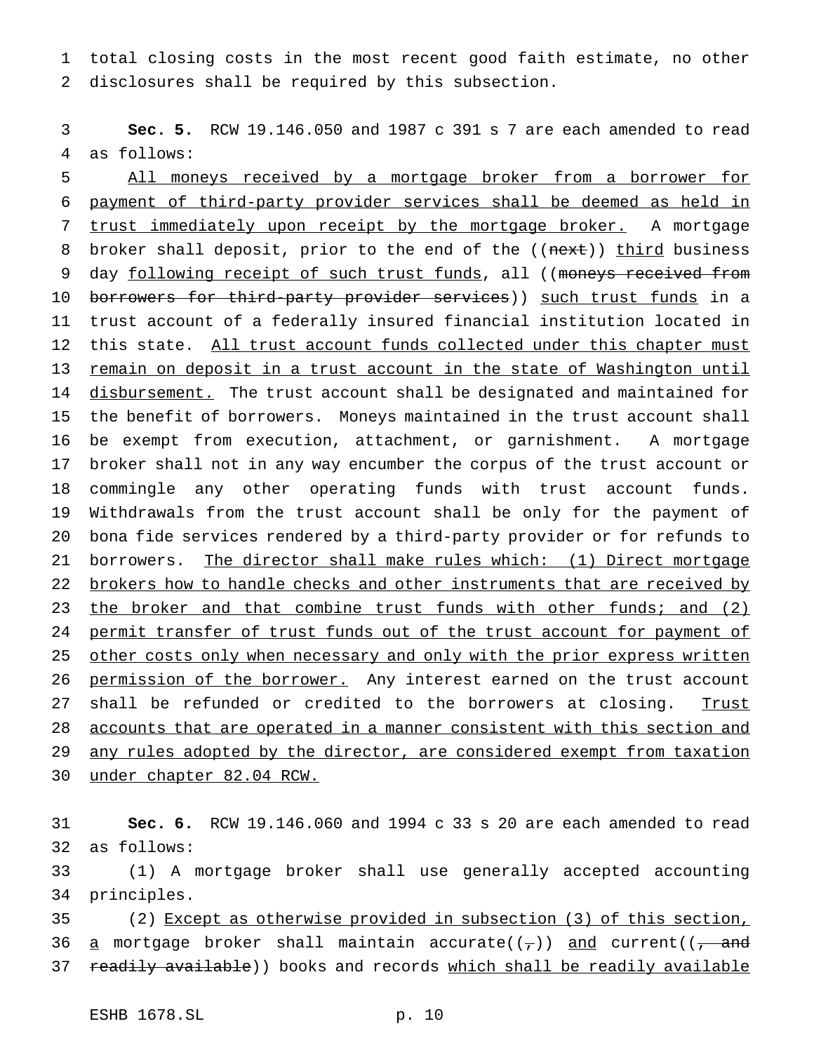total closing costs in the most recent good faith estimate, no other disclosures shall be required by this subsection.

**Sec. 5.** RCW 19.146.050 and 1987 c 391 s 7 are each amended to read as follows:

<u>All moneys received by a mortgage broker from a borrower for payment of third-party provider services shall be deemed as held in trust immediately upon receipt by the mortgage broker.</u> A mortgage broker shall deposit, prior to the end of the ((~~next~~)) <u>third</u> business day <u>following receipt of such trust funds</u>, all ((~~moneys received from borrowers for third-party provider services~~)) <u>such trust funds</u> in a trust account of a federally insured financial institution located in this state. <u>All trust account funds collected under this chapter must remain on deposit in a trust account in the state of Washington until disbursement.</u> The trust account shall be designated and maintained for the benefit of borrowers. Moneys maintained in the trust account shall be exempt from execution, attachment, or garnishment. A mortgage broker shall not in any way encumber the corpus of the trust account or commingle any other operating funds with trust account funds. Withdrawals from the trust account shall be only for the payment of bona fide services rendered by a third-party provider or for refunds to borrowers. <u>The director shall make rules which: (1) Direct mortgage brokers how to handle checks and other instruments that are received by the broker and that combine trust funds with other funds; and (2) permit transfer of trust funds out of the trust account for payment of other costs only when necessary and only with the prior express written permission of the borrower.</u> Any interest earned on the trust account shall be refunded or credited to the borrowers at closing. <u>Trust accounts that are operated in a manner consistent with this section and any rules adopted by the director, are considered exempt from taxation under chapter 82.04 RCW.</u>

**Sec. 6.** RCW 19.146.060 and 1994 c 33 s 20 are each amended to read as follows:

(1) A mortgage broker shall use generally accepted accounting principles.

(2) <u>Except as otherwise provided in subsection (3) of this section,</u> <u>a</u> mortgage broker shall maintain accurate((~~,~~)) <u>and</u> current((~~, and readily available~~)) books and records <u>which shall be readily available</u>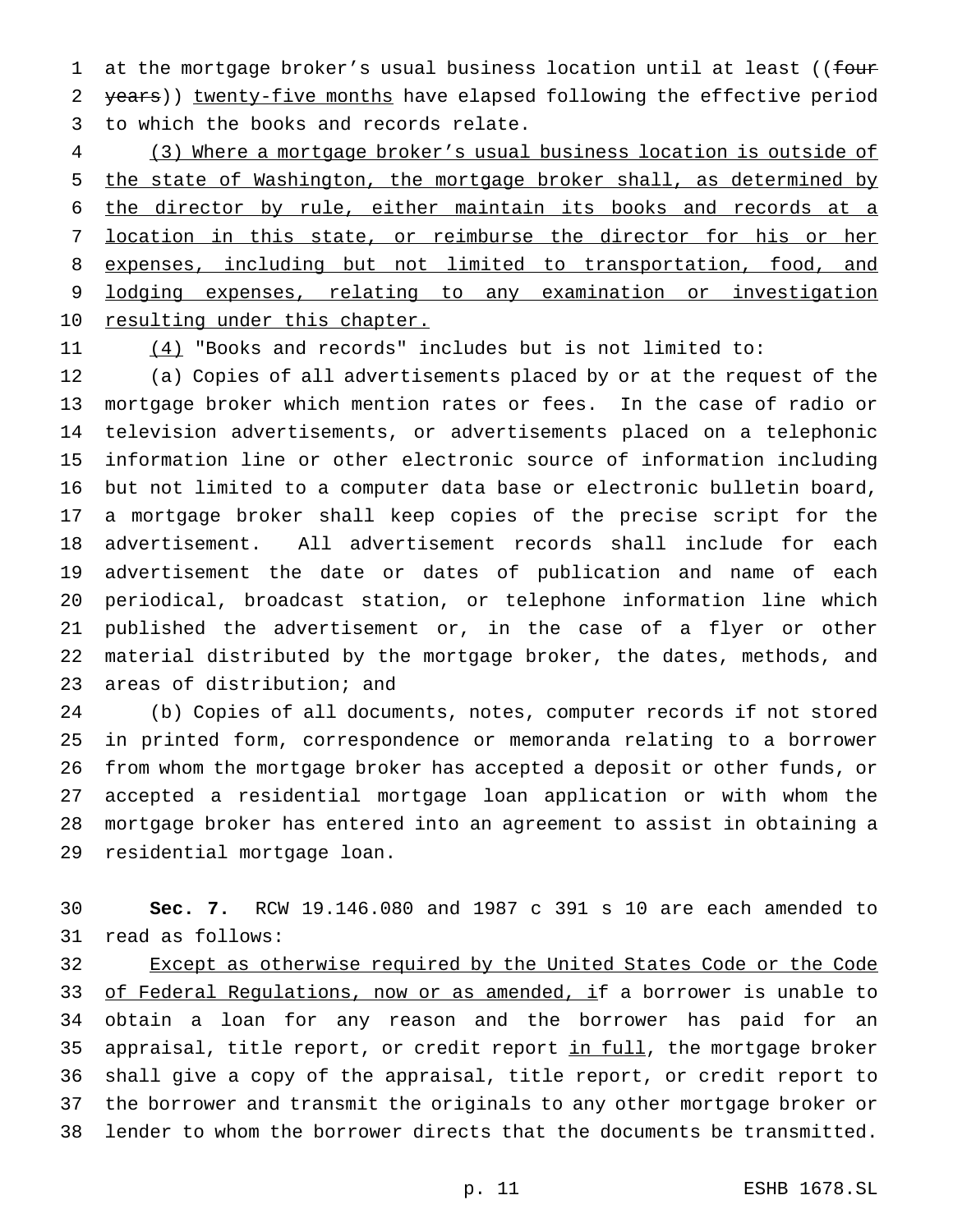at the mortgage broker's usual business location until at least ((~~four years~~)) <u>twenty-five months</u> have elapsed following the effective period to which the books and records relate.

<u>(3) Where a mortgage broker's usual business location is outside of the state of Washington, the mortgage broker shall, as determined by the director by rule, either maintain its books and records at a location in this state, or reimburse the director for his or her expenses, including but not limited to transportation, food, and lodging expenses, relating to any examination or investigation resulting under this chapter.</u>

<u>(4)</u> "Books and records" includes but is not limited to:

(a) Copies of all advertisements placed by or at the request of the mortgage broker which mention rates or fees. In the case of radio or television advertisements, or advertisements placed on a telephonic information line or other electronic source of information including but not limited to a computer data base or electronic bulletin board, a mortgage broker shall keep copies of the precise script for the advertisement. All advertisement records shall include for each advertisement the date or dates of publication and name of each periodical, broadcast station, or telephone information line which published the advertisement or, in the case of a flyer or other material distributed by the mortgage broker, the dates, methods, and areas of distribution; and

(b) Copies of all documents, notes, computer records if not stored in printed form, correspondence or memoranda relating to a borrower from whom the mortgage broker has accepted a deposit or other funds, or accepted a residential mortgage loan application or with whom the mortgage broker has entered into an agreement to assist in obtaining a residential mortgage loan.

**Sec. 7.** RCW 19.146.080 and 1987 c 391 s 10 are each amended to read as follows:

<u>Except as otherwise required by the United States Code or the Code of Federal Regulations, now or as amended, i</u>f a borrower is unable to obtain a loan for any reason and the borrower has paid for an appraisal, title report, or credit report <u>in full</u>, the mortgage broker shall give a copy of the appraisal, title report, or credit report to the borrower and transmit the originals to any other mortgage broker or lender to whom the borrower directs that the documents be transmitted.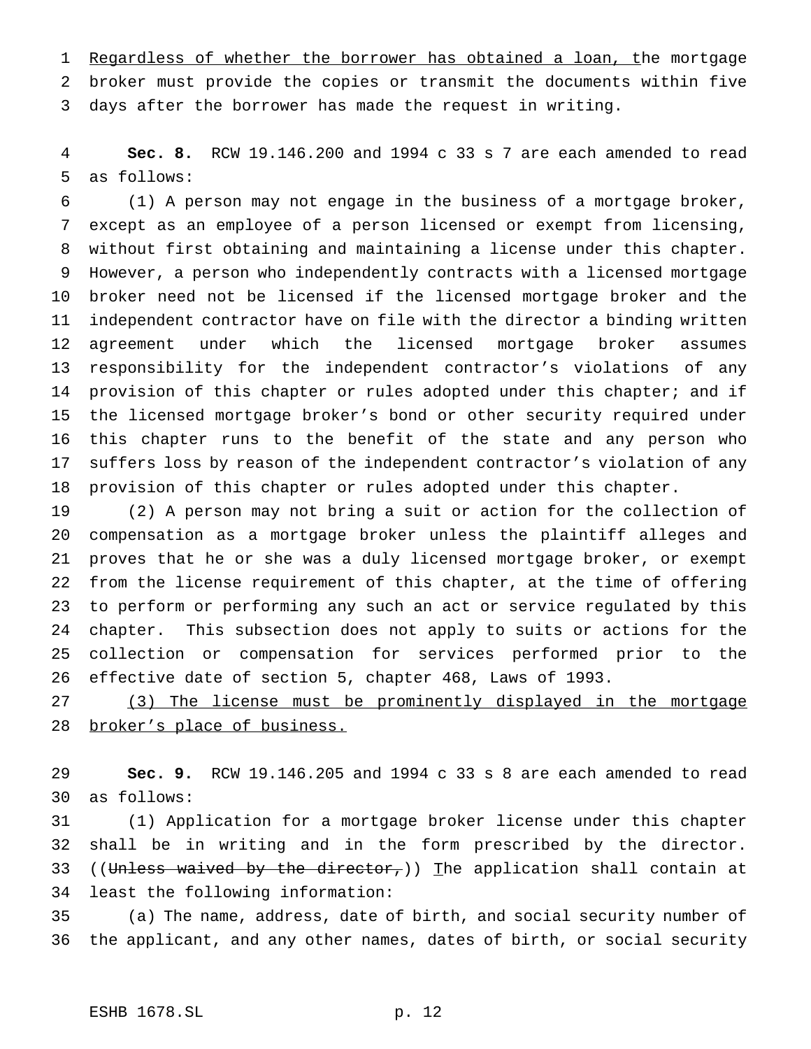<u>Regardless of whether the borrower has obtained a loan, t</u>he mortgage broker must provide the copies or transmit the documents within five days after the borrower has made the request in writing.

**Sec. 8.** RCW 19.146.200 and 1994 c 33 s 7 are each amended to read as follows:

(1) A person may not engage in the business of a mortgage broker, except as an employee of a person licensed or exempt from licensing, without first obtaining and maintaining a license under this chapter. However, a person who independently contracts with a licensed mortgage broker need not be licensed if the licensed mortgage broker and the independent contractor have on file with the director a binding written agreement under which the licensed mortgage broker assumes responsibility for the independent contractor's violations of any provision of this chapter or rules adopted under this chapter; and if the licensed mortgage broker's bond or other security required under this chapter runs to the benefit of the state and any person who suffers loss by reason of the independent contractor's violation of any provision of this chapter or rules adopted under this chapter.

(2) A person may not bring a suit or action for the collection of compensation as a mortgage broker unless the plaintiff alleges and proves that he or she was a duly licensed mortgage broker, or exempt from the license requirement of this chapter, at the time of offering to perform or performing any such an act or service regulated by this chapter. This subsection does not apply to suits or actions for the collection or compensation for services performed prior to the effective date of section 5, chapter 468, Laws of 1993.

<u>(3) The license must be prominently displayed in the mortgage broker's place of business.</u>

**Sec. 9.** RCW 19.146.205 and 1994 c 33 s 8 are each amended to read as follows:

(1) Application for a mortgage broker license under this chapter shall be in writing and in the form prescribed by the director. ((~~Unless waived by the director,~~)) <u>T</u>he application shall contain at least the following information:

(a) The name, address, date of birth, and social security number of the applicant, and any other names, dates of birth, or social security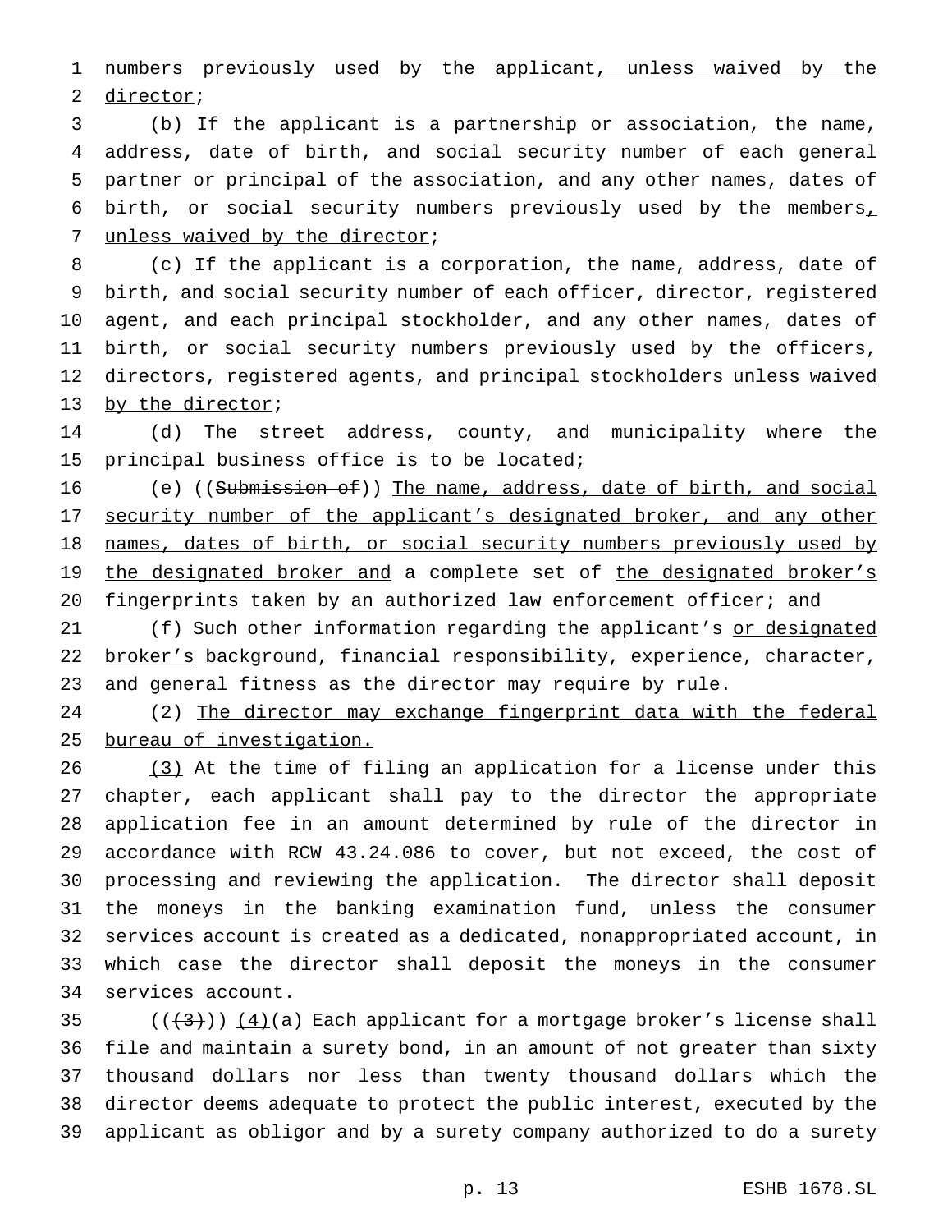numbers previously used by the applicant, unless waived by the director;

(b) If the applicant is a partnership or association, the name, address, date of birth, and social security number of each general partner or principal of the association, and any other names, dates of birth, or social security numbers previously used by the members, unless waived by the director;

(c) If the applicant is a corporation, the name, address, date of birth, and social security number of each officer, director, registered agent, and each principal stockholder, and any other names, dates of birth, or social security numbers previously used by the officers, directors, registered agents, and principal stockholders unless waived by the director;

(d) The street address, county, and municipality where the principal business office is to be located;

(e) ((Submission of)) The name, address, date of birth, and social security number of the applicant's designated broker, and any other names, dates of birth, or social security numbers previously used by the designated broker and a complete set of the designated broker's fingerprints taken by an authorized law enforcement officer; and

(f) Such other information regarding the applicant's or designated broker's background, financial responsibility, experience, character, and general fitness as the director may require by rule.

(2) The director may exchange fingerprint data with the federal bureau of investigation.

(3) At the time of filing an application for a license under this chapter, each applicant shall pay to the director the appropriate application fee in an amount determined by rule of the director in accordance with RCW 43.24.086 to cover, but not exceed, the cost of processing and reviewing the application. The director shall deposit the moneys in the banking examination fund, unless the consumer services account is created as a dedicated, nonappropriated account, in which case the director shall deposit the moneys in the consumer services account.

(((3))) (4)(a) Each applicant for a mortgage broker's license shall file and maintain a surety bond, in an amount of not greater than sixty thousand dollars nor less than twenty thousand dollars which the director deems adequate to protect the public interest, executed by the applicant as obligor and by a surety company authorized to do a surety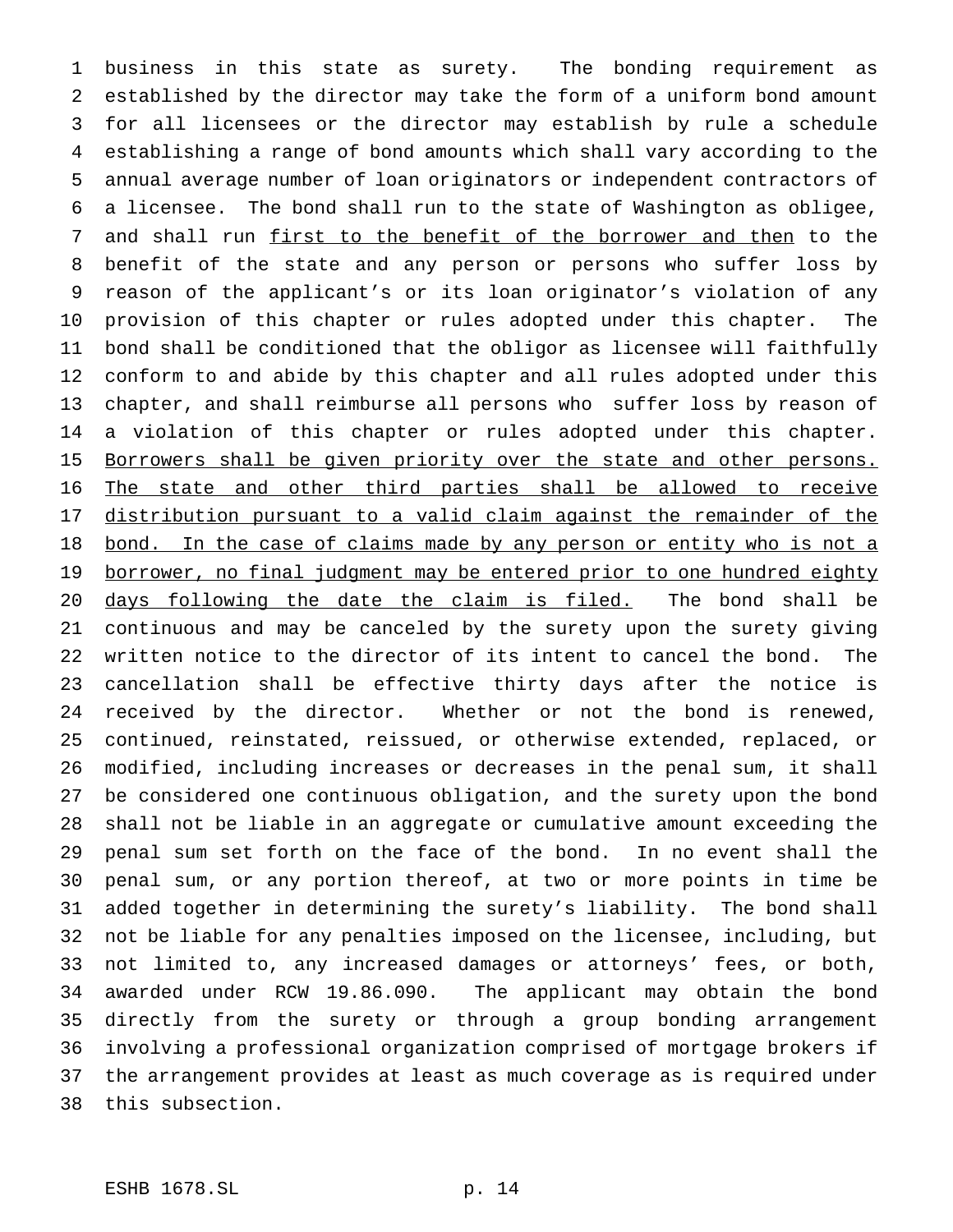business in this state as surety. The bonding requirement as established by the director may take the form of a uniform bond amount for all licensees or the director may establish by rule a schedule establishing a range of bond amounts which shall vary according to the annual average number of loan originators or independent contractors of a licensee. The bond shall run to the state of Washington as obligee, and shall run first to the benefit of the borrower and then to the benefit of the state and any person or persons who suffer loss by reason of the applicant's or its loan originator's violation of any provision of this chapter or rules adopted under this chapter. The bond shall be conditioned that the obligor as licensee will faithfully conform to and abide by this chapter and all rules adopted under this chapter, and shall reimburse all persons who suffer loss by reason of a violation of this chapter or rules adopted under this chapter. Borrowers shall be given priority over the state and other persons. The state and other third parties shall be allowed to receive distribution pursuant to a valid claim against the remainder of the bond. In the case of claims made by any person or entity who is not a borrower, no final judgment may be entered prior to one hundred eighty days following the date the claim is filed. The bond shall be continuous and may be canceled by the surety upon the surety giving written notice to the director of its intent to cancel the bond. The cancellation shall be effective thirty days after the notice is received by the director. Whether or not the bond is renewed, continued, reinstated, reissued, or otherwise extended, replaced, or modified, including increases or decreases in the penal sum, it shall be considered one continuous obligation, and the surety upon the bond shall not be liable in an aggregate or cumulative amount exceeding the penal sum set forth on the face of the bond. In no event shall the penal sum, or any portion thereof, at two or more points in time be added together in determining the surety's liability. The bond shall not be liable for any penalties imposed on the licensee, including, but not limited to, any increased damages or attorneys' fees, or both, awarded under RCW 19.86.090. The applicant may obtain the bond directly from the surety or through a group bonding arrangement involving a professional organization comprised of mortgage brokers if the arrangement provides at least as much coverage as is required under this subsection.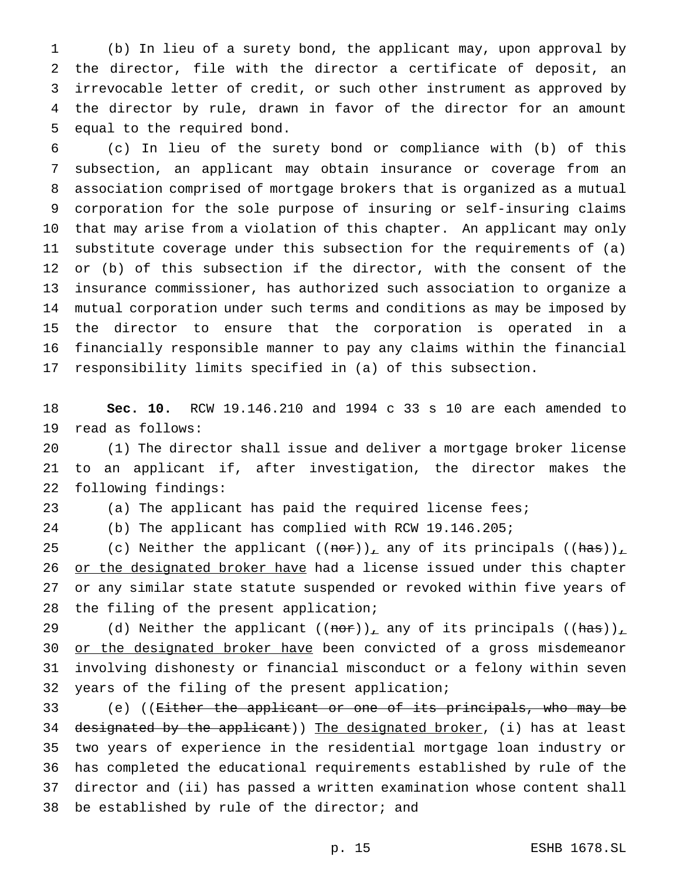(b) In lieu of a surety bond, the applicant may, upon approval by the director, file with the director a certificate of deposit, an irrevocable letter of credit, or such other instrument as approved by the director by rule, drawn in favor of the director for an amount equal to the required bond.

(c) In lieu of the surety bond or compliance with (b) of this subsection, an applicant may obtain insurance or coverage from an association comprised of mortgage brokers that is organized as a mutual corporation for the sole purpose of insuring or self-insuring claims that may arise from a violation of this chapter. An applicant may only substitute coverage under this subsection for the requirements of (a) or (b) of this subsection if the director, with the consent of the insurance commissioner, has authorized such association to organize a mutual corporation under such terms and conditions as may be imposed by the director to ensure that the corporation is operated in a financially responsible manner to pay any claims within the financial responsibility limits specified in (a) of this subsection.

**Sec. 10.** RCW 19.146.210 and 1994 c 33 s 10 are each amended to read as follows:

(1) The director shall issue and deliver a mortgage broker license to an applicant if, after investigation, the director makes the following findings:

(a) The applicant has paid the required license fees;

(b) The applicant has complied with RCW 19.146.205;

(c) Neither the applicant ((~~nor~~)), any of its principals ((~~has~~)), or the designated broker have had a license issued under this chapter or any similar state statute suspended or revoked within five years of the filing of the present application;

(d) Neither the applicant ((~~nor~~)), any of its principals ((~~has~~)), or the designated broker have been convicted of a gross misdemeanor involving dishonesty or financial misconduct or a felony within seven years of the filing of the present application;

(e) ((~~Either the applicant or one of its principals, who may be designated by the applicant~~)) The designated broker, (i) has at least two years of experience in the residential mortgage loan industry or has completed the educational requirements established by rule of the director and (ii) has passed a written examination whose content shall be established by rule of the director; and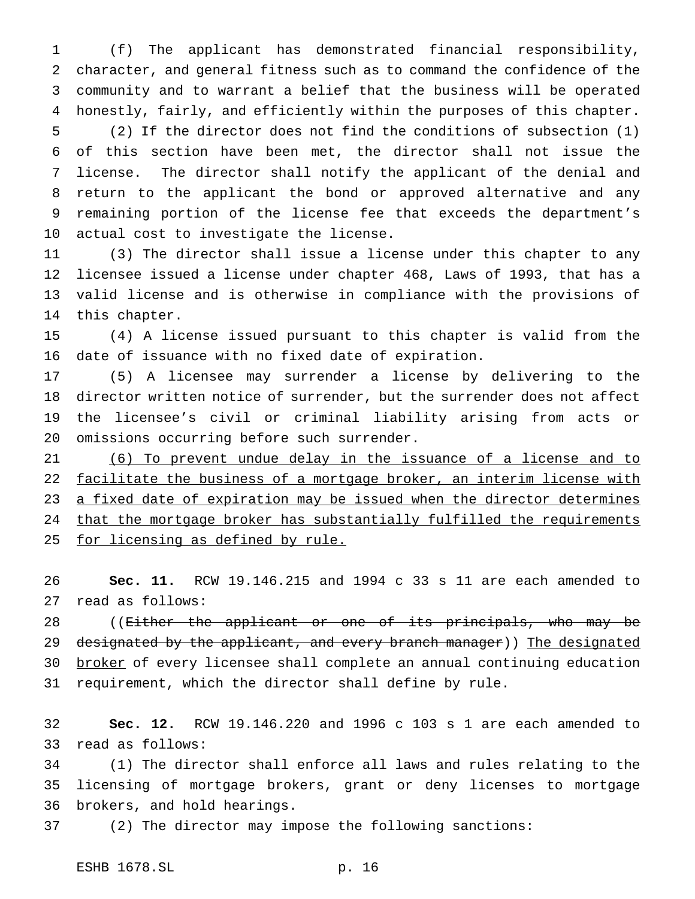(f) The applicant has demonstrated financial responsibility, character, and general fitness such as to command the confidence of the community and to warrant a belief that the business will be operated honestly, fairly, and efficiently within the purposes of this chapter.

(2) If the director does not find the conditions of subsection (1) of this section have been met, the director shall not issue the license. The director shall notify the applicant of the denial and return to the applicant the bond or approved alternative and any remaining portion of the license fee that exceeds the department's actual cost to investigate the license.

(3) The director shall issue a license under this chapter to any licensee issued a license under chapter 468, Laws of 1993, that has a valid license and is otherwise in compliance with the provisions of this chapter.

(4) A license issued pursuant to this chapter is valid from the date of issuance with no fixed date of expiration.

(5) A licensee may surrender a license by delivering to the director written notice of surrender, but the surrender does not affect the licensee's civil or criminal liability arising from acts or omissions occurring before such surrender.

<u>(6) To prevent undue delay in the issuance of a license and to facilitate the business of a mortgage broker, an interim license with a fixed date of expiration may be issued when the director determines that the mortgage broker has substantially fulfilled the requirements for licensing as defined by rule.</u>

**Sec. 11.** RCW 19.146.215 and 1994 c 33 s 11 are each amended to read as follows:

((~~Either the applicant or one of its principals, who may be designated by the applicant, and every branch manager~~)) <u>The designated broker</u> of every licensee shall complete an annual continuing education requirement, which the director shall define by rule.

**Sec. 12.** RCW 19.146.220 and 1996 c 103 s 1 are each amended to read as follows:

(1) The director shall enforce all laws and rules relating to the licensing of mortgage brokers, grant or deny licenses to mortgage brokers, and hold hearings.

(2) The director may impose the following sanctions: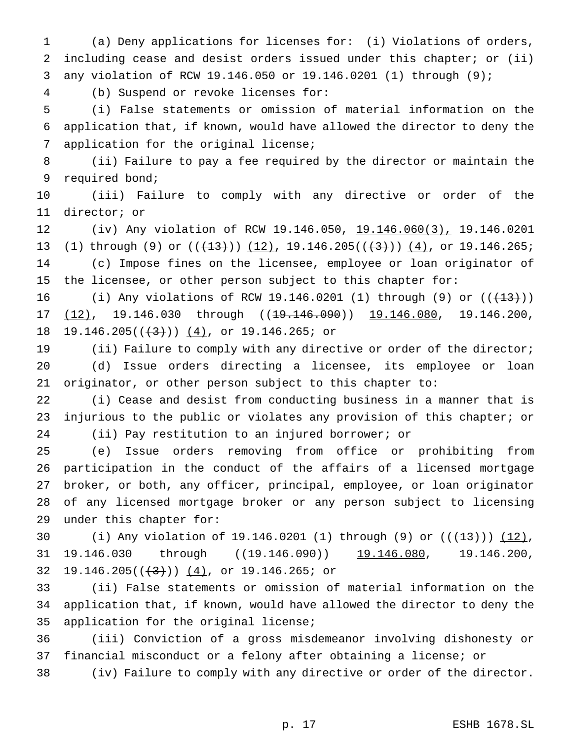(a) Deny applications for licenses for: (i) Violations of orders, including cease and desist orders issued under this chapter; or (ii) any violation of RCW 19.146.050 or 19.146.0201 (1) through (9);

(b) Suspend or revoke licenses for:

(i) False statements or omission of material information on the application that, if known, would have allowed the director to deny the application for the original license;

(ii) Failure to pay a fee required by the director or maintain the required bond;

(iii) Failure to comply with any directive or order of the director; or

(iv) Any violation of RCW 19.146.050, 19.146.060(3), 19.146.0201 (1) through (9) or (((13))) (12), 19.146.205(((3))) (4), or 19.146.265;

(c) Impose fines on the licensee, employee or loan originator of the licensee, or other person subject to this chapter for:

(i) Any violations of RCW 19.146.0201 (1) through (9) or (((13))) (12), 19.146.030 through ((19.146.090)) 19.146.080, 19.146.200, 19.146.205(((3))) (4), or 19.146.265; or

(ii) Failure to comply with any directive or order of the director;

(d) Issue orders directing a licensee, its employee or loan originator, or other person subject to this chapter to:

(i) Cease and desist from conducting business in a manner that is injurious to the public or violates any provision of this chapter; or

(ii) Pay restitution to an injured borrower; or

(e) Issue orders removing from office or prohibiting from participation in the conduct of the affairs of a licensed mortgage broker, or both, any officer, principal, employee, or loan originator of any licensed mortgage broker or any person subject to licensing under this chapter for:

(i) Any violation of 19.146.0201 (1) through (9) or (((13))) (12), 19.146.030 through ((19.146.090)) 19.146.080, 19.146.200, 19.146.205(((3))) (4), or 19.146.265; or

(ii) False statements or omission of material information on the application that, if known, would have allowed the director to deny the application for the original license;

(iii) Conviction of a gross misdemeanor involving dishonesty or financial misconduct or a felony after obtaining a license; or

(iv) Failure to comply with any directive or order of the director.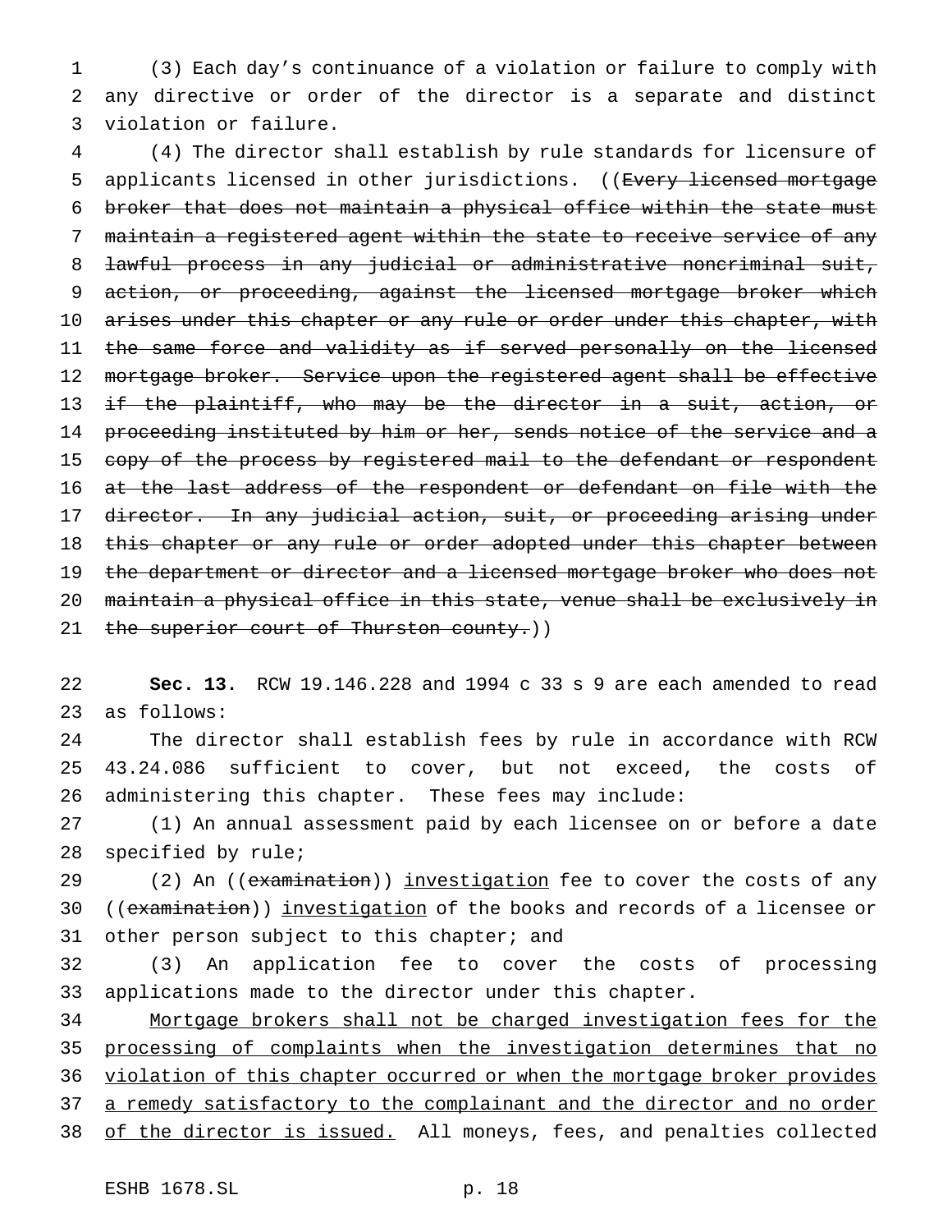(3) Each day's continuance of a violation or failure to comply with any directive or order of the director is a separate and distinct violation or failure.

(4) The director shall establish by rule standards for licensure of applicants licensed in other jurisdictions. ((~~Every licensed mortgage broker that does not maintain a physical office within the state must maintain a registered agent within the state to receive service of any lawful process in any judicial or administrative noncriminal suit, action, or proceeding, against the licensed mortgage broker which arises under this chapter or any rule or order under this chapter, with the same force and validity as if served personally on the licensed mortgage broker. Service upon the registered agent shall be effective if the plaintiff, who may be the director in a suit, action, or proceeding instituted by him or her, sends notice of the service and a copy of the process by registered mail to the defendant or respondent at the last address of the respondent or defendant on file with the director. In any judicial action, suit, or proceeding arising under this chapter or any rule or order adopted under this chapter between the department or director and a licensed mortgage broker who does not maintain a physical office in this state, venue shall be exclusively in the superior court of Thurston county.~~))

**Sec. 13.** RCW 19.146.228 and 1994 c 33 s 9 are each amended to read as follows:

The director shall establish fees by rule in accordance with RCW 43.24.086 sufficient to cover, but not exceed, the costs of administering this chapter. These fees may include:

(1) An annual assessment paid by each licensee on or before a date specified by rule;

(2) An ((~~examination~~)) <u>investigation</u> fee to cover the costs of any ((~~examination~~)) <u>investigation</u> of the books and records of a licensee or other person subject to this chapter; and

(3) An application fee to cover the costs of processing applications made to the director under this chapter.

<u>Mortgage brokers shall not be charged investigation fees for the processing of complaints when the investigation determines that no violation of this chapter occurred or when the mortgage broker provides a remedy satisfactory to the complainant and the director and no order of the director is issued.</u> All moneys, fees, and penalties collected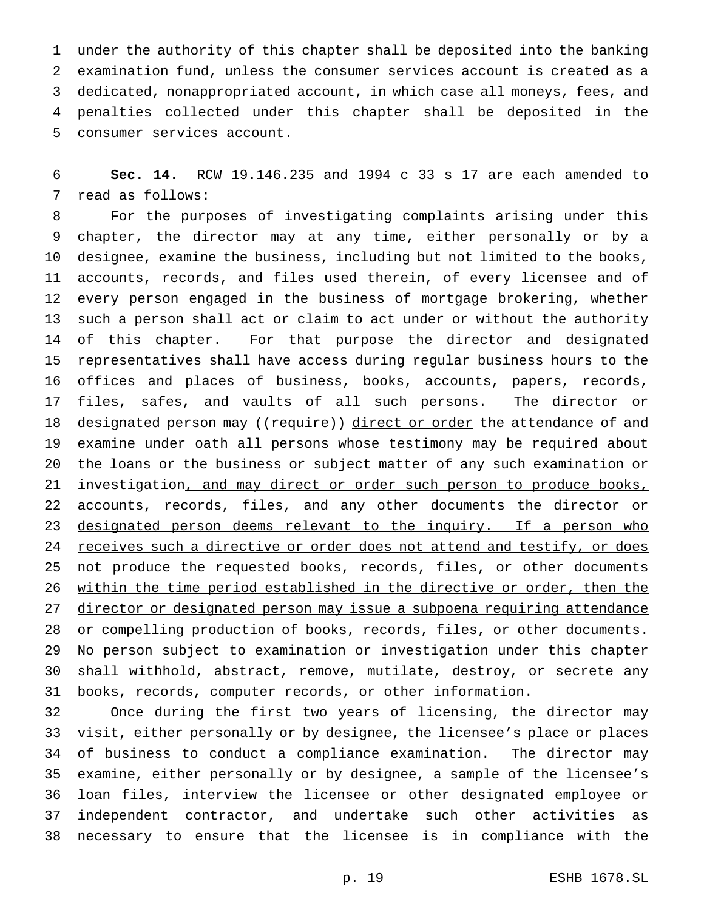under the authority of this chapter shall be deposited into the banking examination fund, unless the consumer services account is created as a dedicated, nonappropriated account, in which case all moneys, fees, and penalties collected under this chapter shall be deposited in the consumer services account.

**Sec. 14.** RCW 19.146.235 and 1994 c 33 s 17 are each amended to read as follows:

For the purposes of investigating complaints arising under this chapter, the director may at any time, either personally or by a designee, examine the business, including but not limited to the books, accounts, records, and files used therein, of every licensee and of every person engaged in the business of mortgage brokering, whether such a person shall act or claim to act under or without the authority of this chapter. For that purpose the director and designated representatives shall have access during regular business hours to the offices and places of business, books, accounts, papers, records, files, safes, and vaults of all such persons. The director or designated person may ((~~require~~)) <u>direct or order</u> the attendance of and examine under oath all persons whose testimony may be required about the loans or the business or subject matter of any such <u>examination or</u> investigation<u>, and may direct or order such person to produce books, accounts, records, files, and any other documents the director or designated person deems relevant to the inquiry. If a person who receives such a directive or order does not attend and testify, or does not produce the requested books, records, files, or other documents within the time period established in the directive or order, then the director or designated person may issue a subpoena requiring attendance or compelling production of books, records, files, or other documents</u>. No person subject to examination or investigation under this chapter shall withhold, abstract, remove, mutilate, destroy, or secrete any books, records, computer records, or other information.

Once during the first two years of licensing, the director may visit, either personally or by designee, the licensee's place or places of business to conduct a compliance examination. The director may examine, either personally or by designee, a sample of the licensee's loan files, interview the licensee or other designated employee or independent contractor, and undertake such other activities as necessary to ensure that the licensee is in compliance with the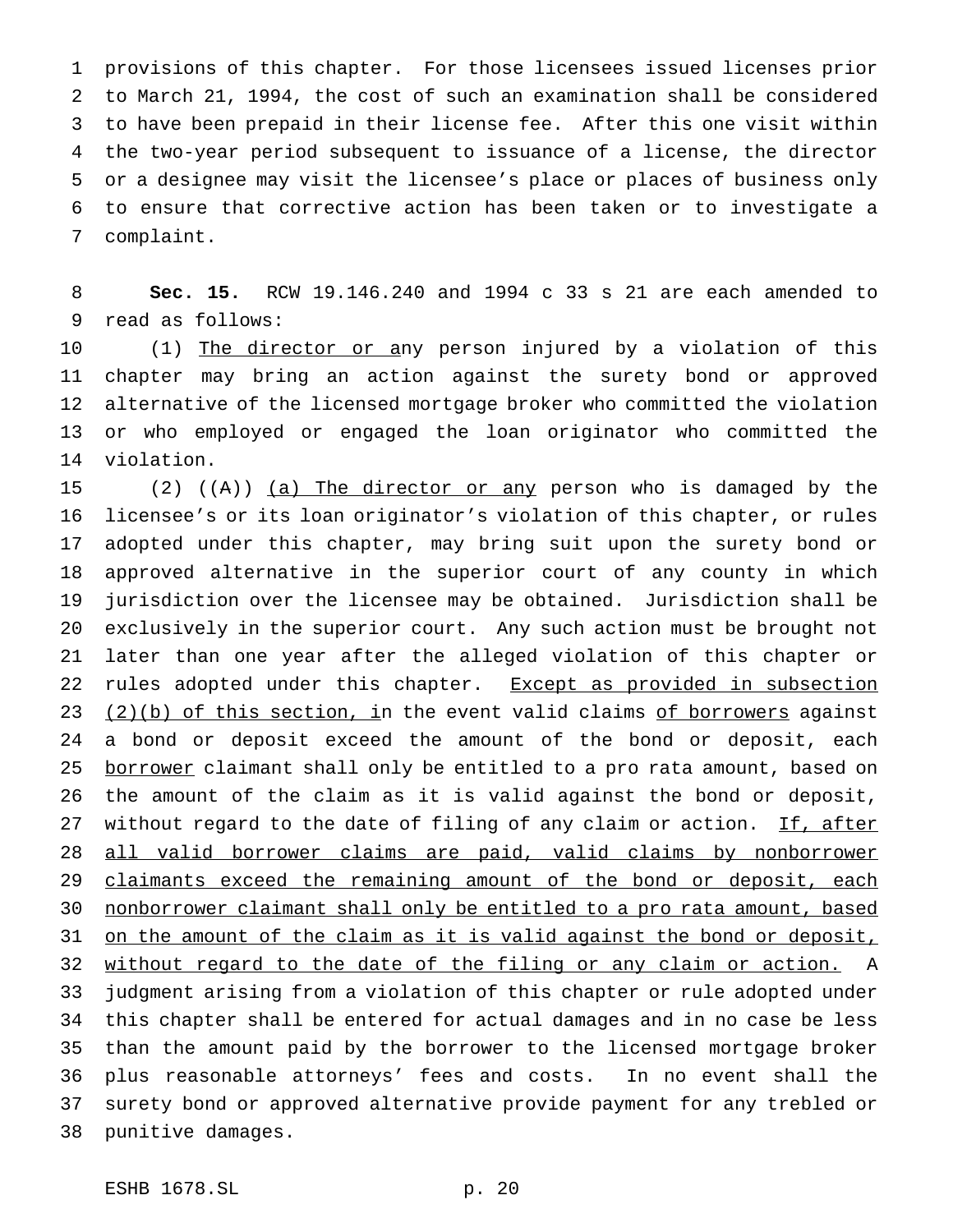provisions of this chapter. For those licensees issued licenses prior to March 21, 1994, the cost of such an examination shall be considered to have been prepaid in their license fee. After this one visit within the two-year period subsequent to issuance of a license, the director or a designee may visit the licensee's place or places of business only to ensure that corrective action has been taken or to investigate a complaint.

**Sec. 15.** RCW 19.146.240 and 1994 c 33 s 21 are each amended to read as follows:

(1) The director or any person injured by a violation of this chapter may bring an action against the surety bond or approved alternative of the licensed mortgage broker who committed the violation or who employed or engaged the loan originator who committed the violation.

(2) ((A)) (a) The director or any person who is damaged by the licensee's or its loan originator's violation of this chapter, or rules adopted under this chapter, may bring suit upon the surety bond or approved alternative in the superior court of any county in which jurisdiction over the licensee may be obtained. Jurisdiction shall be exclusively in the superior court. Any such action must be brought not later than one year after the alleged violation of this chapter or rules adopted under this chapter. Except as provided in subsection (2)(b) of this section, in the event valid claims of borrowers against a bond or deposit exceed the amount of the bond or deposit, each borrower claimant shall only be entitled to a pro rata amount, based on the amount of the claim as it is valid against the bond or deposit, without regard to the date of filing of any claim or action. If, after all valid borrower claims are paid, valid claims by nonborrower claimants exceed the remaining amount of the bond or deposit, each nonborrower claimant shall only be entitled to a pro rata amount, based on the amount of the claim as it is valid against the bond or deposit, without regard to the date of the filing or any claim or action. A judgment arising from a violation of this chapter or rule adopted under this chapter shall be entered for actual damages and in no case be less than the amount paid by the borrower to the licensed mortgage broker plus reasonable attorneys' fees and costs. In no event shall the surety bond or approved alternative provide payment for any trebled or punitive damages.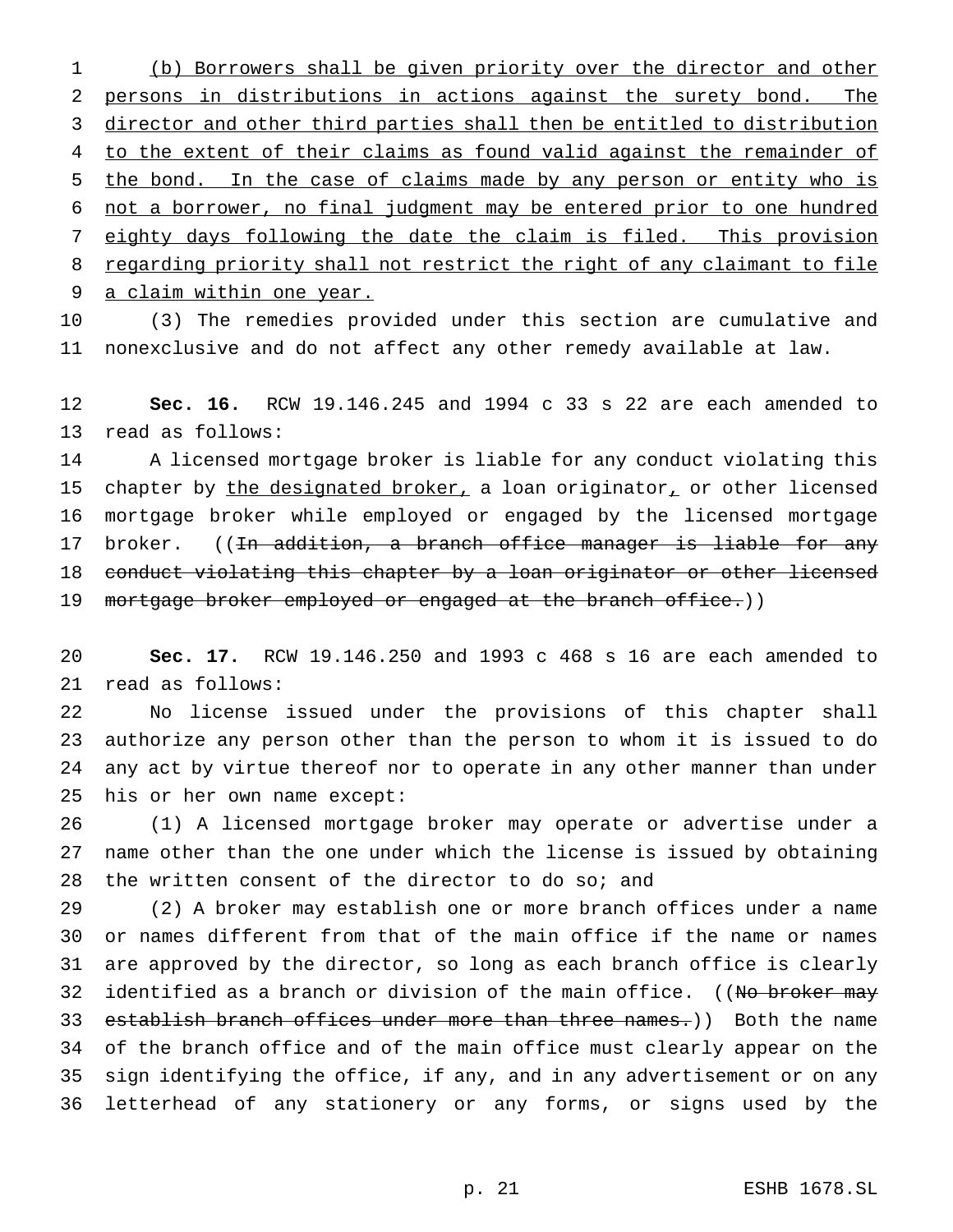(b) Borrowers shall be given priority over the director and other persons in distributions in actions against the surety bond. The director and other third parties shall then be entitled to distribution to the extent of their claims as found valid against the remainder of the bond. In the case of claims made by any person or entity who is not a borrower, no final judgment may be entered prior to one hundred eighty days following the date the claim is filed. This provision regarding priority shall not restrict the right of any claimant to file a claim within one year.

(3) The remedies provided under this section are cumulative and nonexclusive and do not affect any other remedy available at law.

**Sec. 16.** RCW 19.146.245 and 1994 c 33 s 22 are each amended to read as follows:

A licensed mortgage broker is liable for any conduct violating this chapter by the designated broker, a loan originator, or other licensed mortgage broker while employed or engaged by the licensed mortgage broker. ((~~In addition, a branch office manager is liable for any conduct violating this chapter by a loan originator or other licensed mortgage broker employed or engaged at the branch office.~~))

**Sec. 17.** RCW 19.146.250 and 1993 c 468 s 16 are each amended to read as follows:

No license issued under the provisions of this chapter shall authorize any person other than the person to whom it is issued to do any act by virtue thereof nor to operate in any other manner than under his or her own name except:

(1) A licensed mortgage broker may operate or advertise under a name other than the one under which the license is issued by obtaining the written consent of the director to do so; and

(2) A broker may establish one or more branch offices under a name or names different from that of the main office if the name or names are approved by the director, so long as each branch office is clearly identified as a branch or division of the main office. ((~~No broker may establish branch offices under more than three names.~~)) Both the name of the branch office and of the main office must clearly appear on the sign identifying the office, if any, and in any advertisement or on any letterhead of any stationery or any forms, or signs used by the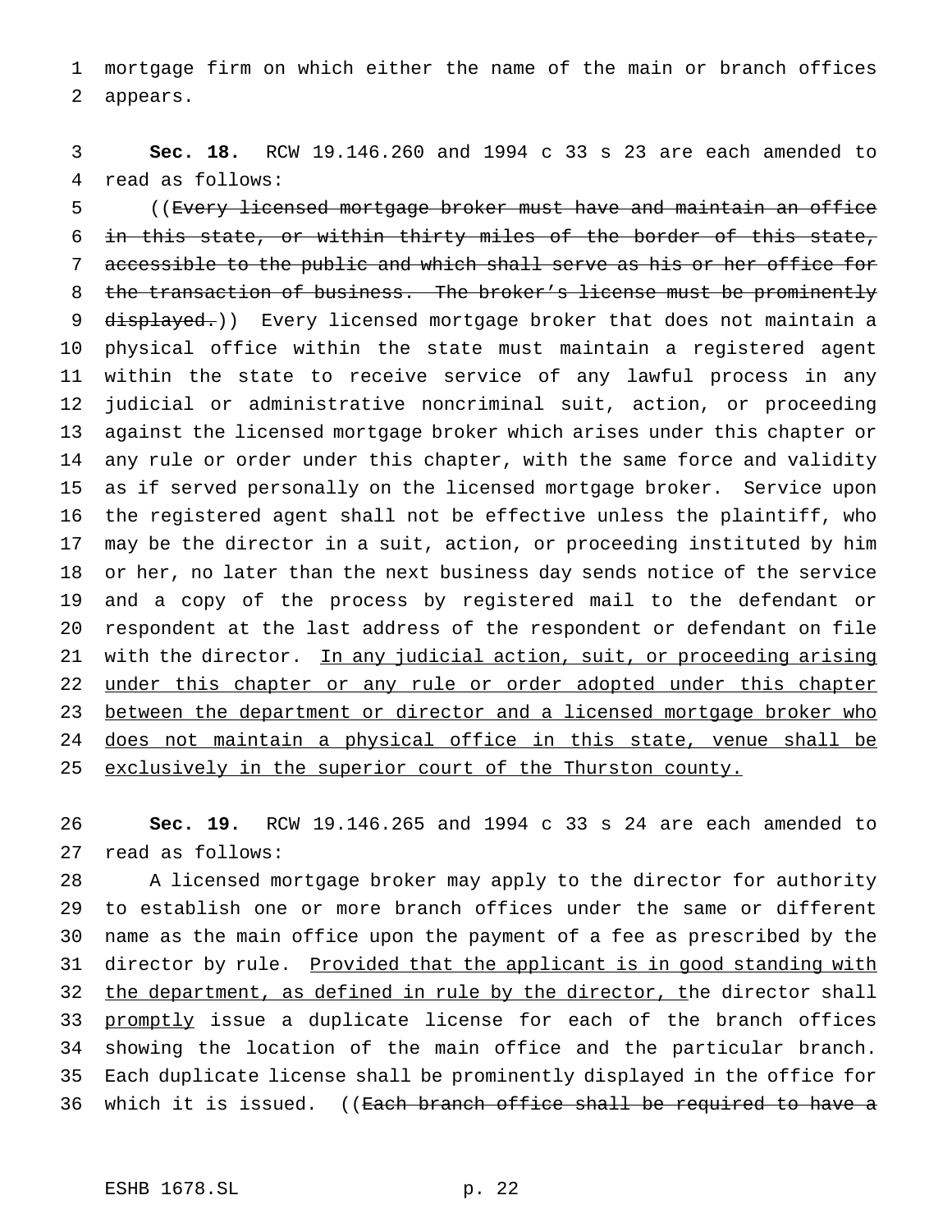mortgage firm on which either the name of the main or branch offices appears.

**Sec. 18.** RCW 19.146.260 and 1994 c 33 s 23 are each amended to read as follows:

((~~Every licensed mortgage broker must have and maintain an office in this state, or within thirty miles of the border of this state, accessible to the public and which shall serve as his or her office for the transaction of business. The broker's license must be prominently displayed.~~)) Every licensed mortgage broker that does not maintain a physical office within the state must maintain a registered agent within the state to receive service of any lawful process in any judicial or administrative noncriminal suit, action, or proceeding against the licensed mortgage broker which arises under this chapter or any rule or order under this chapter, with the same force and validity as if served personally on the licensed mortgage broker. Service upon the registered agent shall not be effective unless the plaintiff, who may be the director in a suit, action, or proceeding instituted by him or her, no later than the next business day sends notice of the service and a copy of the process by registered mail to the defendant or respondent at the last address of the respondent or defendant on file with the director. <u>In any judicial action, suit, or proceeding arising under this chapter or any rule or order adopted under this chapter between the department or director and a licensed mortgage broker who does not maintain a physical office in this state, venue shall be exclusively in the superior court of the Thurston county.</u>

**Sec. 19.** RCW 19.146.265 and 1994 c 33 s 24 are each amended to read as follows:

A licensed mortgage broker may apply to the director for authority to establish one or more branch offices under the same or different name as the main office upon the payment of a fee as prescribed by the director by rule. <u>Provided that the applicant is in good standing with the department, as defined in rule by the director, t</u>he director shall <u>promptly</u> issue a duplicate license for each of the branch offices showing the location of the main office and the particular branch. Each duplicate license shall be prominently displayed in the office for which it is issued. ((~~Each branch office shall be required to have a~~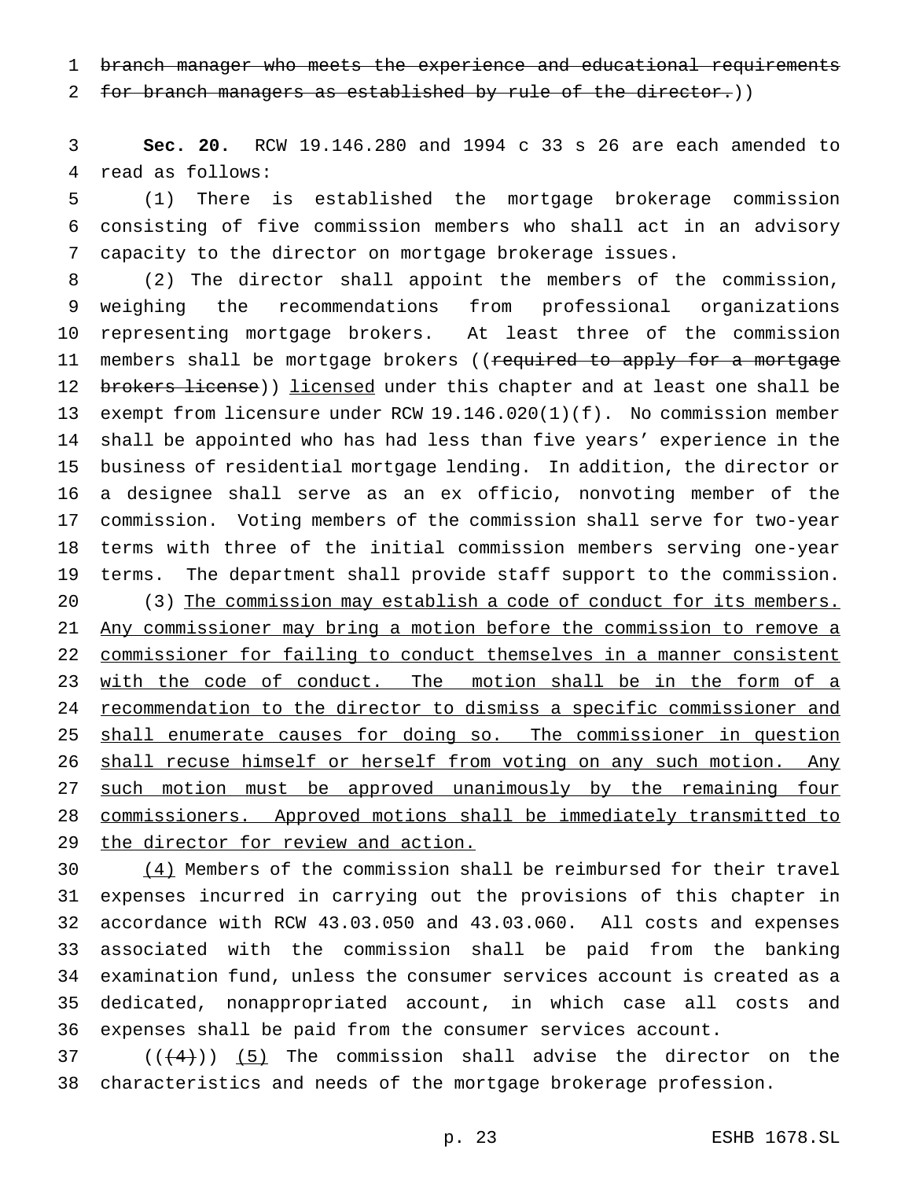~~branch manager who meets the experience and educational requirements for branch managers as established by rule of the director.~~))

**Sec. 20.** RCW 19.146.280 and 1994 c 33 s 26 are each amended to read as follows:

(1) There is established the mortgage brokerage commission consisting of five commission members who shall act in an advisory capacity to the director on mortgage brokerage issues.

(2) The director shall appoint the members of the commission, weighing the recommendations from professional organizations representing mortgage brokers. At least three of the commission members shall be mortgage brokers ((~~required to apply for a mortgage brokers license~~)) <u>licensed</u> under this chapter and at least one shall be exempt from licensure under RCW 19.146.020(1)(f). No commission member shall be appointed who has had less than five years' experience in the business of residential mortgage lending. In addition, the director or a designee shall serve as an ex officio, nonvoting member of the commission. Voting members of the commission shall serve for two-year terms with three of the initial commission members serving one-year terms. The department shall provide staff support to the commission.

(3) <u>The commission may establish a code of conduct for its members. Any commissioner may bring a motion before the commission to remove a commissioner for failing to conduct themselves in a manner consistent with the code of conduct. The motion shall be in the form of a recommendation to the director to dismiss a specific commissioner and shall enumerate causes for doing so. The commissioner in question shall recuse himself or herself from voting on any such motion. Any such motion must be approved unanimously by the remaining four commissioners. Approved motions shall be immediately transmitted to the director for review and action.</u>

<u>(4)</u> Members of the commission shall be reimbursed for their travel expenses incurred in carrying out the provisions of this chapter in accordance with RCW 43.03.050 and 43.03.060. All costs and expenses associated with the commission shall be paid from the banking examination fund, unless the consumer services account is created as a dedicated, nonappropriated account, in which case all costs and expenses shall be paid from the consumer services account.

((~~(4)~~)) <u>(5)</u> The commission shall advise the director on the characteristics and needs of the mortgage brokerage profession.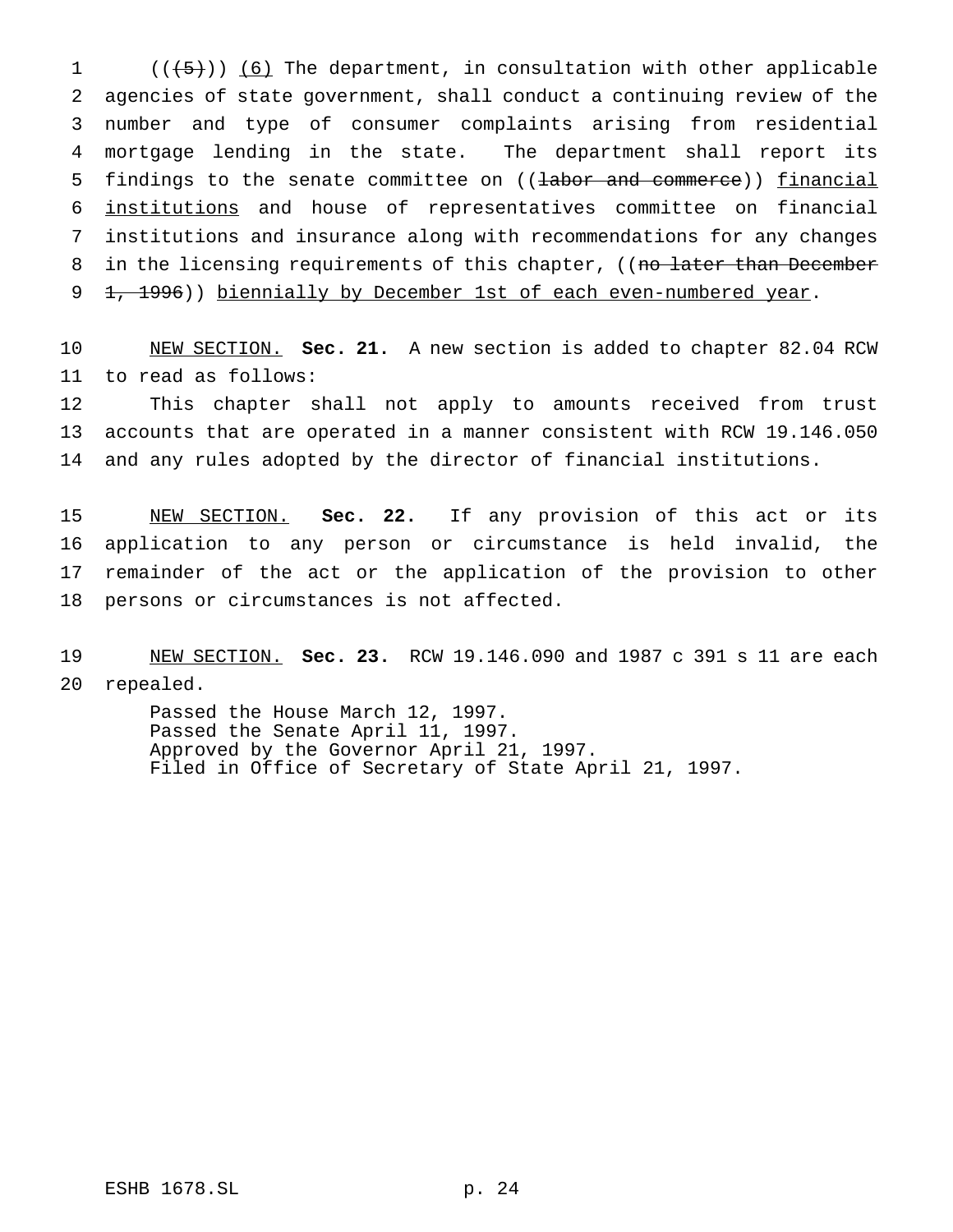(((5))) (6) The department, in consultation with other applicable agencies of state government, shall conduct a continuing review of the number and type of consumer complaints arising from residential mortgage lending in the state. The department shall report its findings to the senate committee on ((labor and commerce)) financial institutions and house of representatives committee on financial institutions and insurance along with recommendations for any changes in the licensing requirements of this chapter, ((no later than December 1, 1996)) biennially by December 1st of each even-numbered year.

NEW SECTION. **Sec. 21.** A new section is added to chapter 82.04 RCW to read as follows:

This chapter shall not apply to amounts received from trust accounts that are operated in a manner consistent with RCW 19.146.050 and any rules adopted by the director of financial institutions.

NEW SECTION. **Sec. 22.** If any provision of this act or its application to any person or circumstance is held invalid, the remainder of the act or the application of the provision to other persons or circumstances is not affected.

NEW SECTION. **Sec. 23.** RCW 19.146.090 and 1987 c 391 s 11 are each repealed.

Passed the House March 12, 1997.
Passed the Senate April 11, 1997.
Approved by the Governor April 21, 1997.
Filed in Office of Secretary of State April 21, 1997.